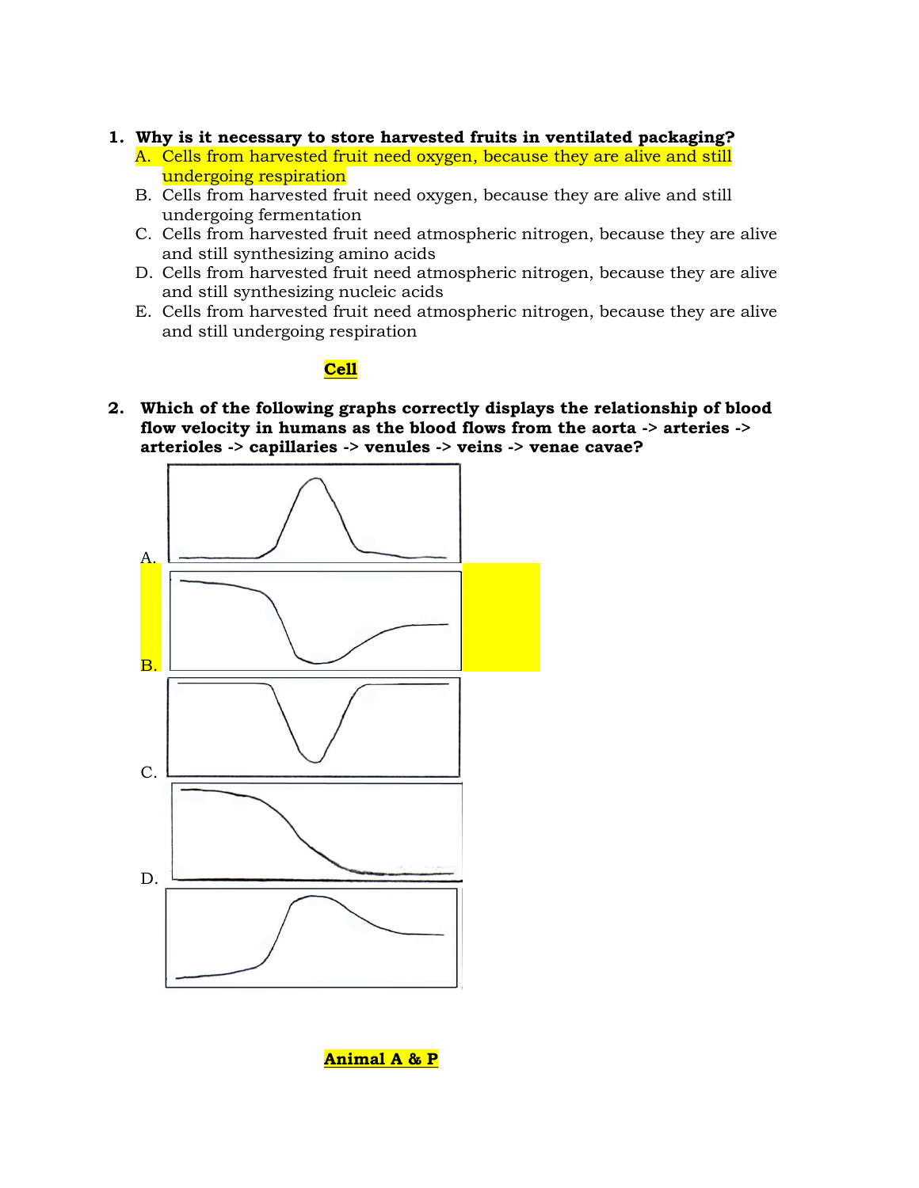1. **Why is it necessary to store harvested fruits in ventilated packaging?**
   A. Cells from harvested fruit need oxygen, because they are alive and still undergoing respiration
   B. Cells from harvested fruit need oxygen, because they are alive and still undergoing fermentation
   C. Cells from harvested fruit need atmospheric nitrogen, because they are alive and still synthesizing amino acids
   D. Cells from harvested fruit need atmospheric nitrogen, because they are alive and still synthesizing nucleic acids
   E. Cells from harvested fruit need atmospheric nitrogen, because they are alive and still undergoing respiration

**Cell**

2. **Which of the following graphs correctly displays the relationship of blood flow velocity in humans as the blood flows from the aorta -> arteries -> arterioles -> capillaries -> venules -> veins -> venae cavae?**

A.

B.

C.

D.

**Animal A & P**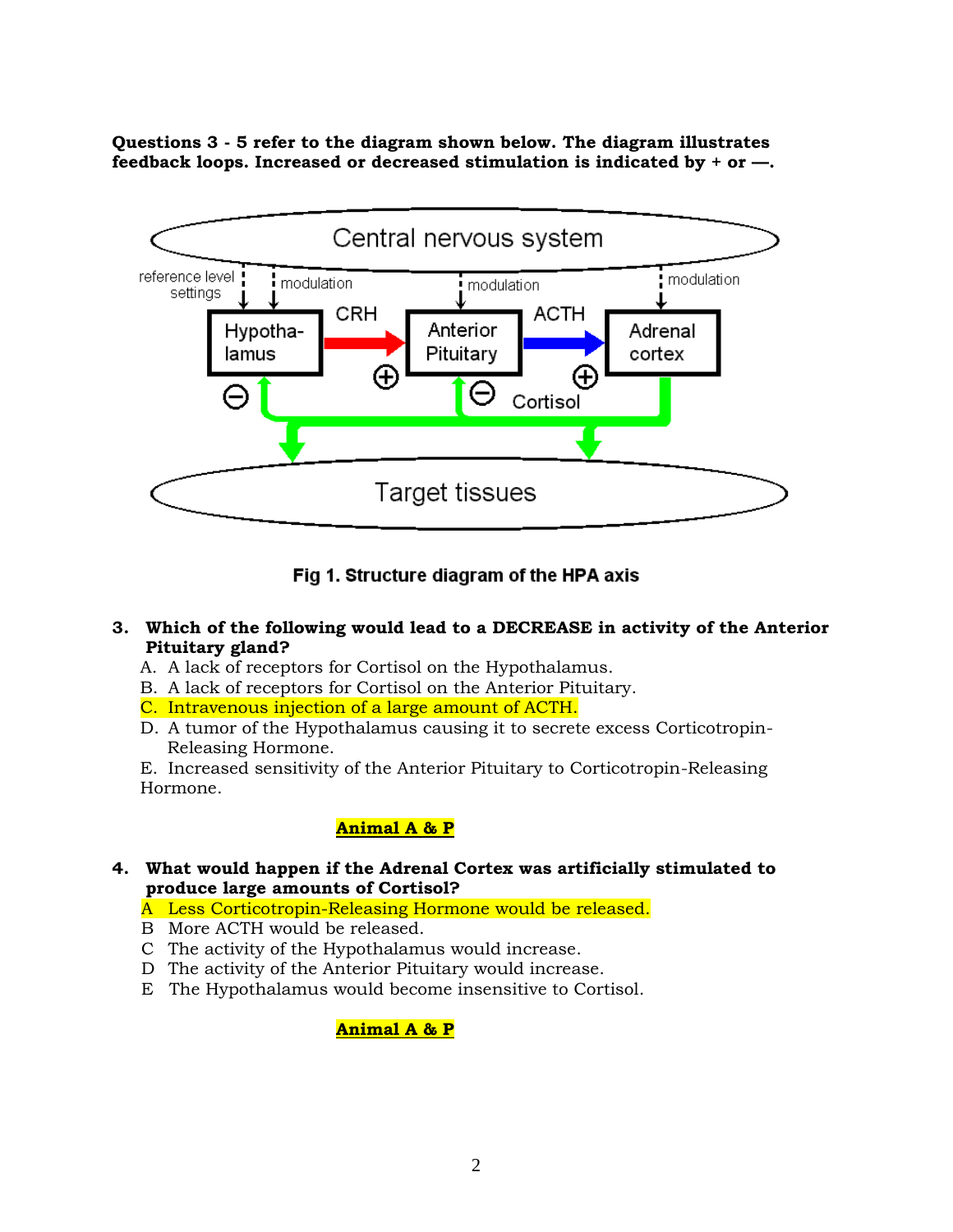**Questions 3 - 5 refer to the diagram shown below. The diagram illustrates feedback loops. Increased or decreased stimulation is indicated by + or —.**

Fig 1. Structure diagram of the HPA axis

**3. Which of the following would lead to a DECREASE in activity of the Anterior Pituitary gland?**

A. A lack of receptors for Cortisol on the Hypothalamus.
B. A lack of receptors for Cortisol on the Anterior Pituitary.
C. Intravenous injection of a large amount of ACTH.
D. A tumor of the Hypothalamus causing it to secrete excess Corticotropin-Releasing Hormone.
E. Increased sensitivity of the Anterior Pituitary to Corticotropin-Releasing Hormone.

**Animal A & P**

**4. What would happen if the Adrenal Cortex was artificially stimulated to produce large amounts of Cortisol?**

A Less Corticotropin-Releasing Hormone would be released.
B More ACTH would be released.
C The activity of the Hypothalamus would increase.
D The activity of the Anterior Pituitary would increase.
E The Hypothalamus would become insensitive to Cortisol.

**Animal A & P**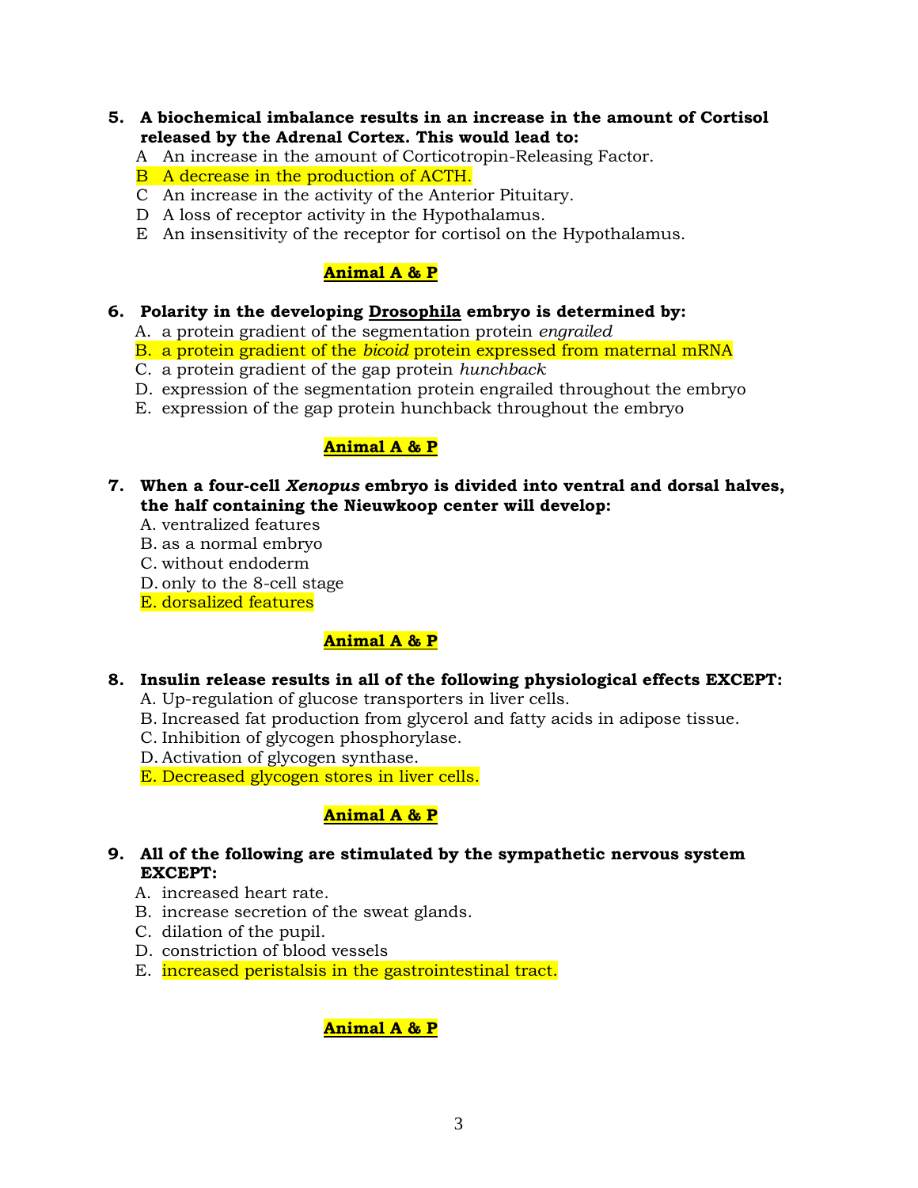**5. A biochemical imbalance results in an increase in the amount of Cortisol released by the Adrenal Cortex. This would lead to:**

A An increase in the amount of Corticotropin-Releasing Factor.
B A decrease in the production of ACTH.
C An increase in the activity of the Anterior Pituitary.
D A loss of receptor activity in the Hypothalamus.
E An insensitivity of the receptor for cortisol on the Hypothalamus.

**Animal A & P**

**6. Polarity in the developing Drosophila embryo is determined by:**

A. a protein gradient of the segmentation protein *engrailed*
B. a protein gradient of the *bicoid* protein expressed from maternal mRNA
C. a protein gradient of the gap protein *hunchback*
D. expression of the segmentation protein engrailed throughout the embryo
E. expression of the gap protein hunchback throughout the embryo

**Animal A & P**

**7. When a four-cell *Xenopus* embryo is divided into ventral and dorsal halves, the half containing the Nieuwkoop center will develop:**

A. ventralized features
B. as a normal embryo
C. without endoderm
D. only to the 8-cell stage
E. dorsalized features

**Animal A & P**

**8. Insulin release results in all of the following physiological effects EXCEPT:**

A. Up-regulation of glucose transporters in liver cells.
B. Increased fat production from glycerol and fatty acids in adipose tissue.
C. Inhibition of glycogen phosphorylase.
D. Activation of glycogen synthase.
E. Decreased glycogen stores in liver cells.

**Animal A & P**

**9. All of the following are stimulated by the sympathetic nervous system EXCEPT:**

A. increased heart rate.
B. increase secretion of the sweat glands.
C. dilation of the pupil.
D. constriction of blood vessels
E. increased peristalsis in the gastrointestinal tract.

**Animal A & P**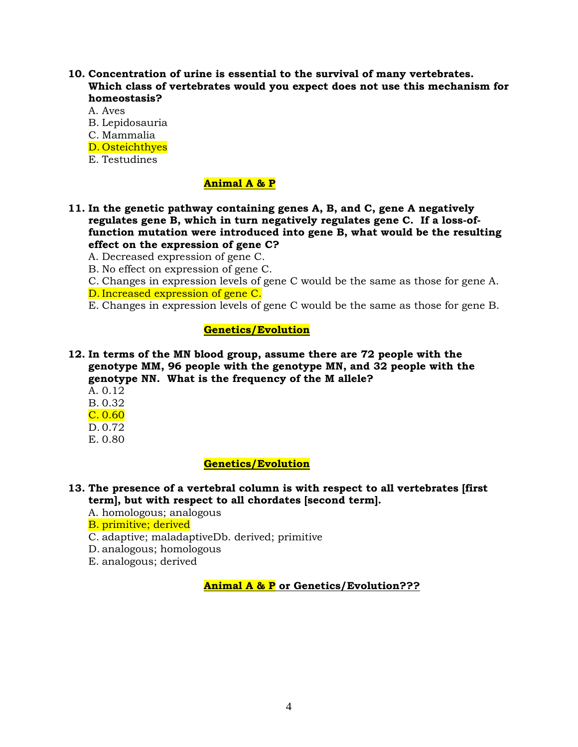**10. Concentration of urine is essential to the survival of many vertebrates. Which class of vertebrates would you expect does not use this mechanism for homeostasis?**

A. Aves
B. Lepidosauria
C. Mammalia
D. Osteichthyes
E. Testudines

**Animal A & P**

**11. In the genetic pathway containing genes A, B, and C, gene A negatively regulates gene B, which in turn negatively regulates gene C. If a loss-of-function mutation were introduced into gene B, what would be the resulting effect on the expression of gene C?**

A. Decreased expression of gene C.
B. No effect on expression of gene C.
C. Changes in expression levels of gene C would be the same as those for gene A.
D. Increased expression of gene C.
E. Changes in expression levels of gene C would be the same as those for gene B.

**Genetics/Evolution**

**12. In terms of the MN blood group, assume there are 72 people with the genotype MM, 96 people with the genotype MN, and 32 people with the genotype NN. What is the frequency of the M allele?**

A. 0.12
B. 0.32
C. 0.60
D. 0.72
E. 0.80

**Genetics/Evolution**

**13. The presence of a vertebral column is with respect to all vertebrates [first term], but with respect to all chordates [second term].**

A. homologous; analogous
B. primitive; derived
C. adaptive; maladaptiveDb. derived; primitive
D. analogous; homologous
E. analogous; derived

**Animal A & P or Genetics/Evolution???**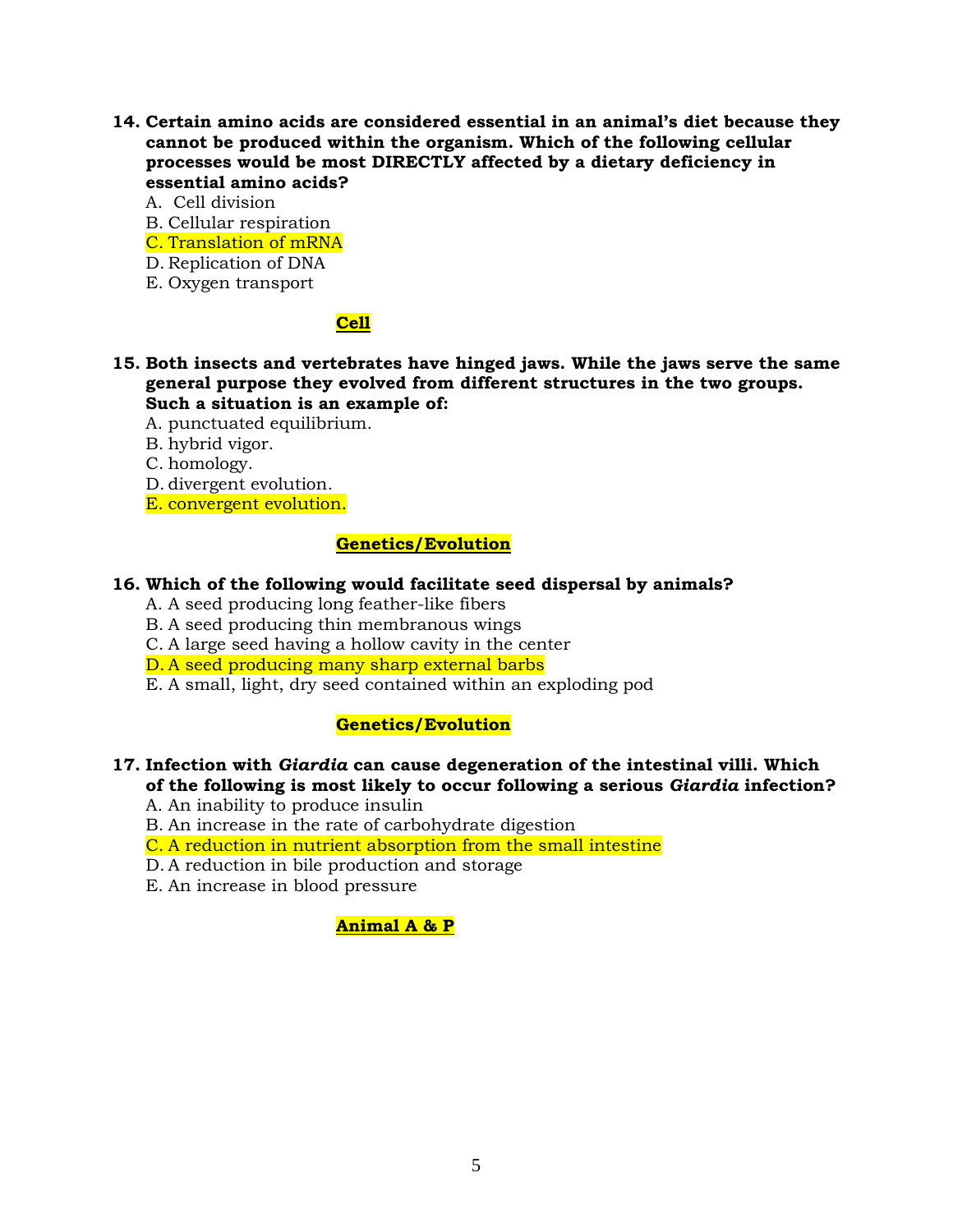**14. Certain amino acids are considered essential in an animal's diet because they cannot be produced within the organism. Which of the following cellular processes would be most DIRECTLY affected by a dietary deficiency in essential amino acids?**

A. Cell division
B. Cellular respiration
C. Translation of mRNA
D. Replication of DNA
E. Oxygen transport

**Cell**

**15. Both insects and vertebrates have hinged jaws. While the jaws serve the same general purpose they evolved from different structures in the two groups. Such a situation is an example of:**

A. punctuated equilibrium.
B. hybrid vigor.
C. homology.
D. divergent evolution.
E. convergent evolution.

**Genetics/Evolution**

**16. Which of the following would facilitate seed dispersal by animals?**

A. A seed producing long feather-like fibers
B. A seed producing thin membranous wings
C. A large seed having a hollow cavity in the center
D. A seed producing many sharp external barbs
E. A small, light, dry seed contained within an exploding pod

**Genetics/Evolution**

**17. Infection with *Giardia* can cause degeneration of the intestinal villi. Which of the following is most likely to occur following a serious *Giardia* infection?**

A. An inability to produce insulin
B. An increase in the rate of carbohydrate digestion
C. A reduction in nutrient absorption from the small intestine
D. A reduction in bile production and storage
E. An increase in blood pressure

**Animal A & P**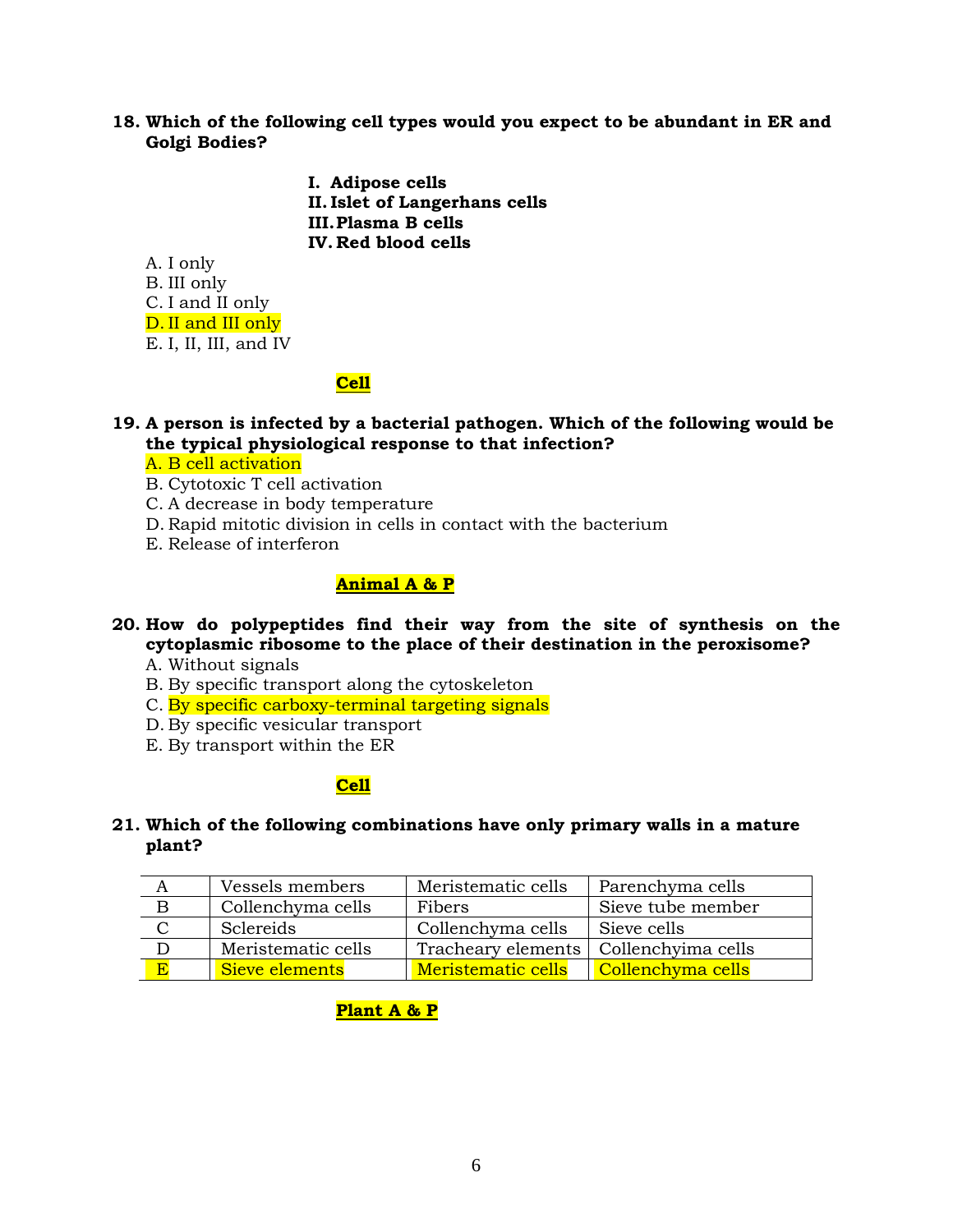**18. Which of the following cell types would you expect to be abundant in ER and Golgi Bodies?**

**I. Adipose cells**
**II. Islet of Langerhans cells**
**III. Plasma B cells**
**IV. Red blood cells**

A. I only
B. III only
C. I and II only
D. II and III only
E. I, II, III, and IV

**Cell**

**19. A person is infected by a bacterial pathogen. Which of the following would be the typical physiological response to that infection?**

A. B cell activation
B. Cytotoxic T cell activation
C. A decrease in body temperature
D. Rapid mitotic division in cells in contact with the bacterium
E. Release of interferon

**Animal A & P**

**20. How do polypeptides find their way from the site of synthesis on the cytoplasmic ribosome to the place of their destination in the peroxisome?**

A. Without signals
B. By specific transport along the cytoskeleton
C. By specific carboxy-terminal targeting signals
D. By specific vesicular transport
E. By transport within the ER

**Cell**

**21. Which of the following combinations have only primary walls in a mature plant?**

| | | | |
|---|---|---|---|
| A | Vessels members | Meristematic cells | Parenchyma cells |
| B | Collenchyma cells | Fibers | Sieve tube member |
| C | Sclereids | Collenchyma cells | Sieve cells |
| D | Meristematic cells | Tracheary elements | Collenchyima cells |
| E | Sieve elements | Meristematic cells | Collenchyma cells |

**Plant A & P**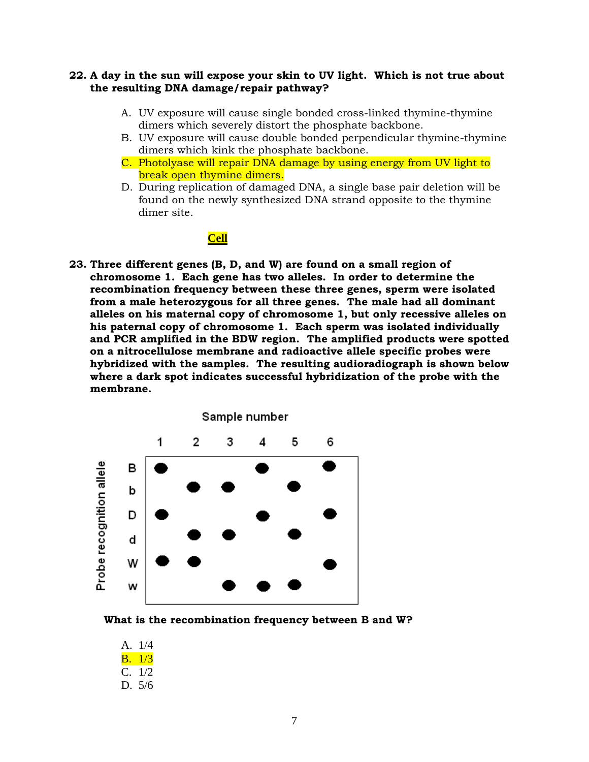**22. A day in the sun will expose your skin to UV light. Which is not true about the resulting DNA damage/repair pathway?**

A. UV exposure will cause single bonded cross-linked thymine-thymine dimers which severely distort the phosphate backbone.
B. UV exposure will cause double bonded perpendicular thymine-thymine dimers which kink the phosphate backbone.
C. Photolyase will repair DNA damage by using energy from UV light to break open thymine dimers.
D. During replication of damaged DNA, a single base pair deletion will be found on the newly synthesized DNA strand opposite to the thymine dimer site.

**Cell**

**23. Three different genes (B, D, and W) are found on a small region of chromosome 1. Each gene has two alleles. In order to determine the recombination frequency between these three genes, sperm were isolated from a male heterozygous for all three genes. The male had all dominant alleles on his maternal copy of chromosome 1, but only recessive alleles on his paternal copy of chromosome 1. Each sperm was isolated individually and PCR amplified in the BDW region. The amplified products were spotted on a nitrocellulose membrane and radioactive allele specific probes were hybridized with the samples. The resulting audioradiograph is shown below where a dark spot indicates successful hybridization of the probe with the membrane.**

Sample number

| Probe recognition allele | 1 | 2 | 3 | 4 | 5 | 6 |
|---|---|---|---|---|---|---|
| B | ● | | | ● | | ● |
| b | | ● | ● | | ● | |
| D | ● | | | ● | | ● |
| d | | ● | ● | | ● | |
| W | ● | ● | | | | ● |
| w | | | ● | ● | ● | |

**What is the recombination frequency between B and W?**

A. 1/4
B. 1/3
C. 1/2
D. 5/6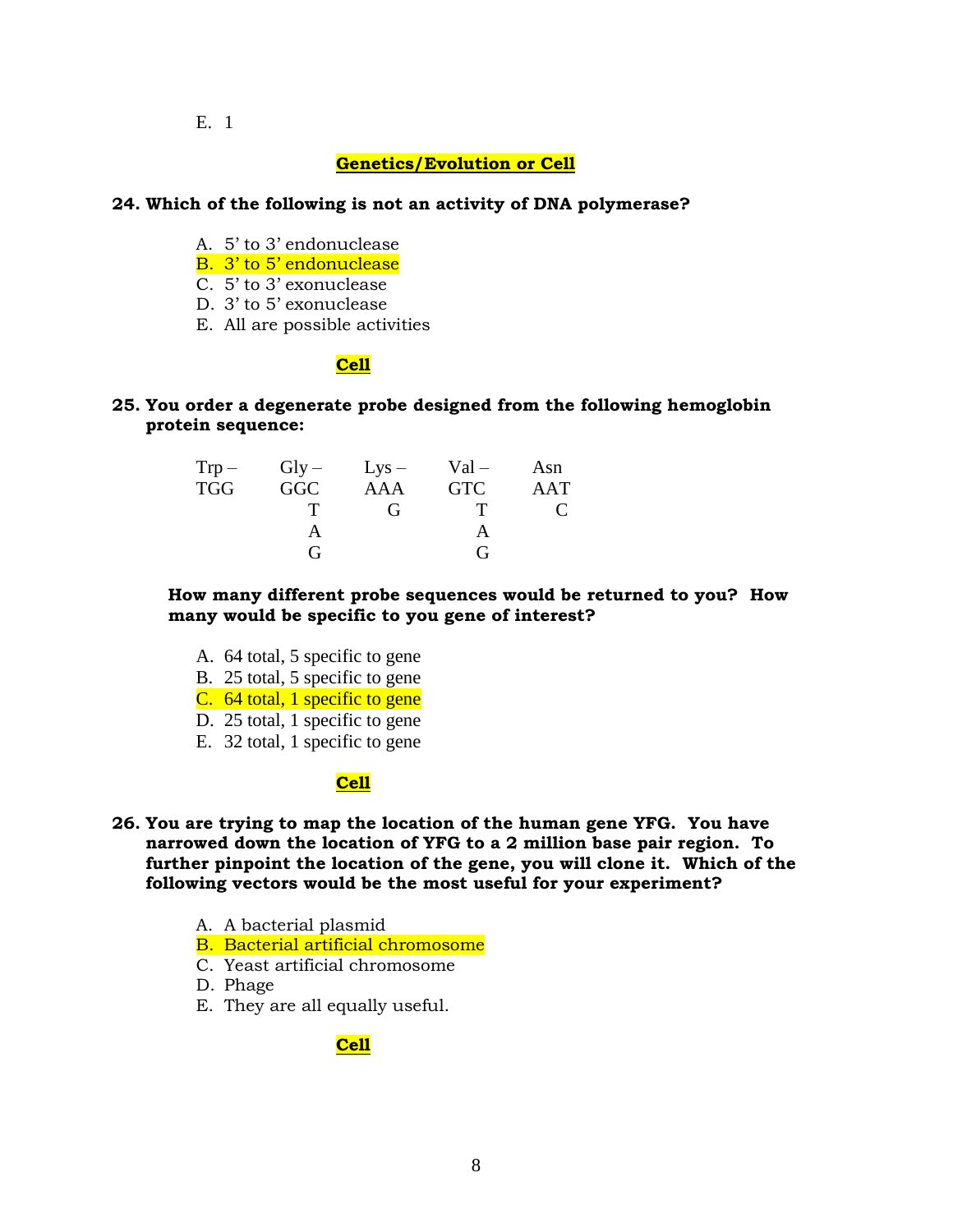E. 1

**Genetics/Evolution or Cell**

**24. Which of the following is not an activity of DNA polymerase?**

A. 5' to 3' endonuclease
B. 3' to 5' endonuclease
C. 5' to 3' exonuclease
D. 3' to 5' exonuclease
E. All are possible activities

**Cell**

**25. You order a degenerate probe designed from the following hemoglobin protein sequence:**

| Trp – | Gly – | Lys – | Val – | Asn |
|---|---|---|---|---|
| TGG | GGC | AAA | GTC | AAT |
| | T | G | T | C |
| | A | | A | |
| | G | | G | |

**How many different probe sequences would be returned to you? How many would be specific to you gene of interest?**

A. 64 total, 5 specific to gene
B. 25 total, 5 specific to gene
C. 64 total, 1 specific to gene
D. 25 total, 1 specific to gene
E. 32 total, 1 specific to gene

**Cell**

**26. You are trying to map the location of the human gene YFG. You have narrowed down the location of YFG to a 2 million base pair region. To further pinpoint the location of the gene, you will clone it. Which of the following vectors would be the most useful for your experiment?**

A. A bacterial plasmid
B. Bacterial artificial chromosome
C. Yeast artificial chromosome
D. Phage
E. They are all equally useful.

**Cell**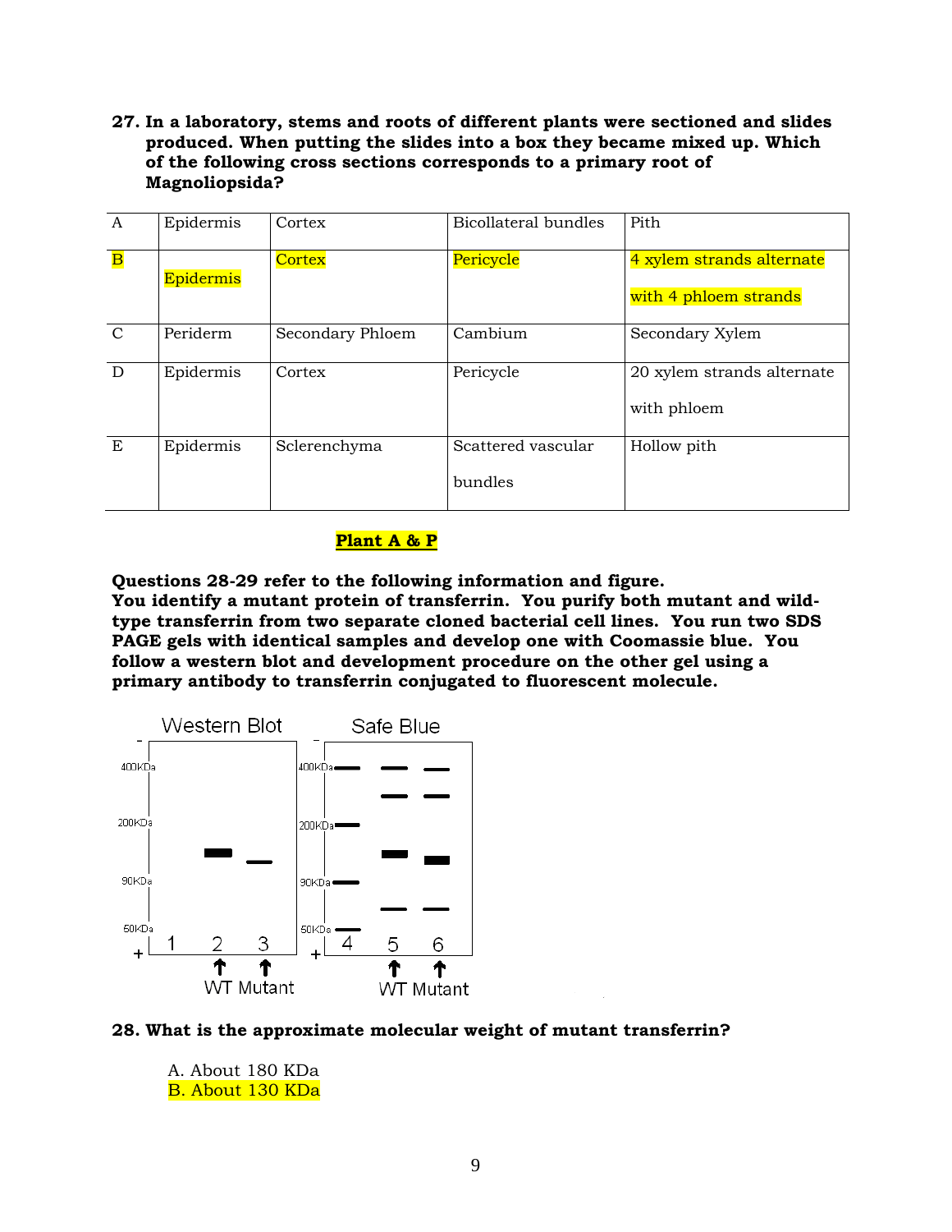**27. In a laboratory, stems and roots of different plants were sectioned and slides produced. When putting the slides into a box they became mixed up. Which of the following cross sections corresponds to a primary root of Magnoliopsida?**

| | | | | |
|---|---|---|---|---|
| A | Epidermis | Cortex | Bicollateral bundles | Pith |
| B | Epidermis | Cortex | Pericycle | 4 xylem strands alternate with 4 phloem strands |
| C | Periderm | Secondary Phloem | Cambium | Secondary Xylem |
| D | Epidermis | Cortex | Pericycle | 20 xylem strands alternate with phloem |
| E | Epidermis | Sclerenchyma | Scattered vascular bundles | Hollow pith |

**Plant A & P**

**Questions 28-29 refer to the following information and figure.**
**You identify a mutant protein of transferrin. You purify both mutant and wild-type transferrin from two separate cloned bacterial cell lines. You run two SDS PAGE gels with identical samples and develop one with Coomassie blue. You follow a western blot and development procedure on the other gel using a primary antibody to transferrin conjugated to fluorescent molecule.**

Western Blot | Safe Blue

400KDa, 200KDa, 90KDa, 50KDa

Lanes: 1, 2 (WT), 3 (Mutant) | 4, 5 (WT), 6 (Mutant)

**28. What is the approximate molecular weight of mutant transferrin?**

A. About 180 KDa
B. About 130 KDa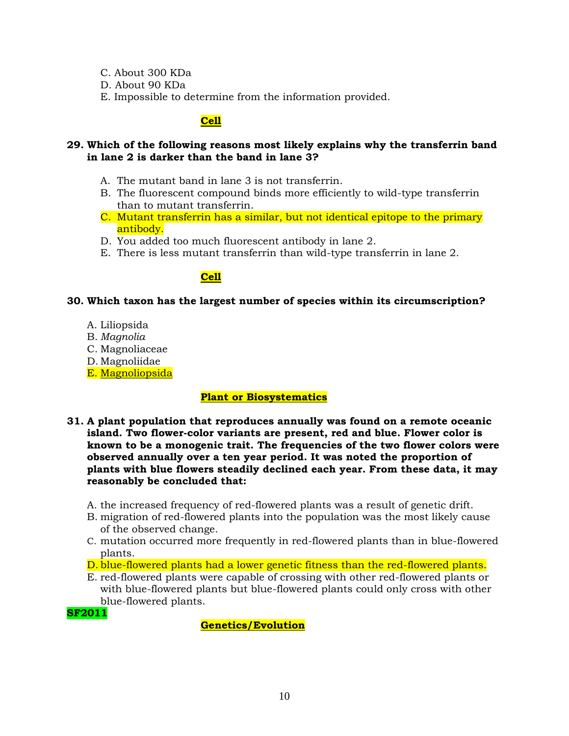C. About 300 KDa
D. About 90 KDa
E. Impossible to determine from the information provided.

**Cell**

**29. Which of the following reasons most likely explains why the transferrin band in lane 2 is darker than the band in lane 3?**

A. The mutant band in lane 3 is not transferrin.
B. The fluorescent compound binds more efficiently to wild-type transferrin than to mutant transferrin.
C. Mutant transferrin has a similar, but not identical epitope to the primary antibody.
D. You added too much fluorescent antibody in lane 2.
E. There is less mutant transferrin than wild-type transferrin in lane 2.

**Cell**

**30. Which taxon has the largest number of species within its circumscription?**

A. Liliopsida
B. *Magnolia*
C. Magnoliaceae
D. Magnoliidae
E. Magnoliopsida

**Plant or Biosystematics**

**31. A plant population that reproduces annually was found on a remote oceanic island. Two flower-color variants are present, red and blue. Flower color is known to be a monogenic trait. The frequencies of the two flower colors were observed annually over a ten year period. It was noted the proportion of plants with blue flowers steadily declined each year. From these data, it may reasonably be concluded that:**

A. the increased frequency of red-flowered plants was a result of genetic drift.
B. migration of red-flowered plants into the population was the most likely cause of the observed change.
C. mutation occurred more frequently in red-flowered plants than in blue-flowered plants.
D. blue-flowered plants had a lower genetic fitness than the red-flowered plants.
E. red-flowered plants were capable of crossing with other red-flowered plants or with blue-flowered plants but blue-flowered plants could only cross with other blue-flowered plants.

**SF2011**

**Genetics/Evolution**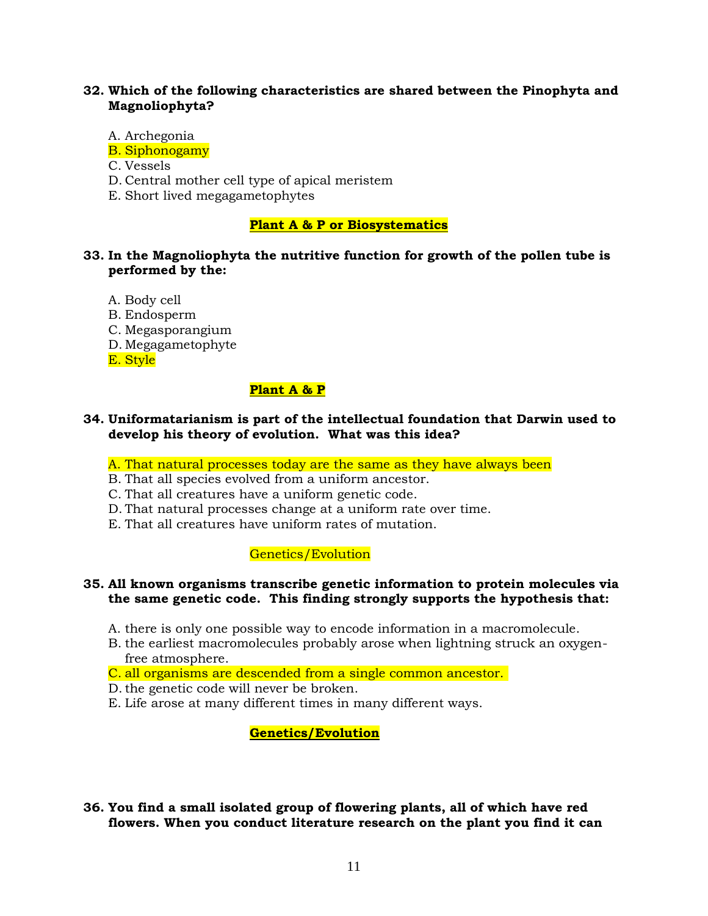**32. Which of the following characteristics are shared between the Pinophyta and Magnoliophyta?**

A. Archegonia
B. Siphonogamy
C. Vessels
D. Central mother cell type of apical meristem
E. Short lived megagametophytes

**Plant A & P or Biosystematics**

**33. In the Magnoliophyta the nutritive function for growth of the pollen tube is performed by the:**

A. Body cell
B. Endosperm
C. Megasporangium
D. Megagametophyte
E. Style

**Plant A & P**

**34. Uniformatarianism is part of the intellectual foundation that Darwin used to develop his theory of evolution. What was this idea?**

A. That natural processes today are the same as they have always been
B. That all species evolved from a uniform ancestor.
C. That all creatures have a uniform genetic code.
D. That natural processes change at a uniform rate over time.
E. That all creatures have uniform rates of mutation.

Genetics/Evolution

**35. All known organisms transcribe genetic information to protein molecules via the same genetic code. This finding strongly supports the hypothesis that:**

A. there is only one possible way to encode information in a macromolecule.
B. the earliest macromolecules probably arose when lightning struck an oxygen-free atmosphere.
C. all organisms are descended from a single common ancestor.
D. the genetic code will never be broken.
E. Life arose at many different times in many different ways.

**Genetics/Evolution**

**36. You find a small isolated group of flowering plants, all of which have red flowers. When you conduct literature research on the plant you find it can**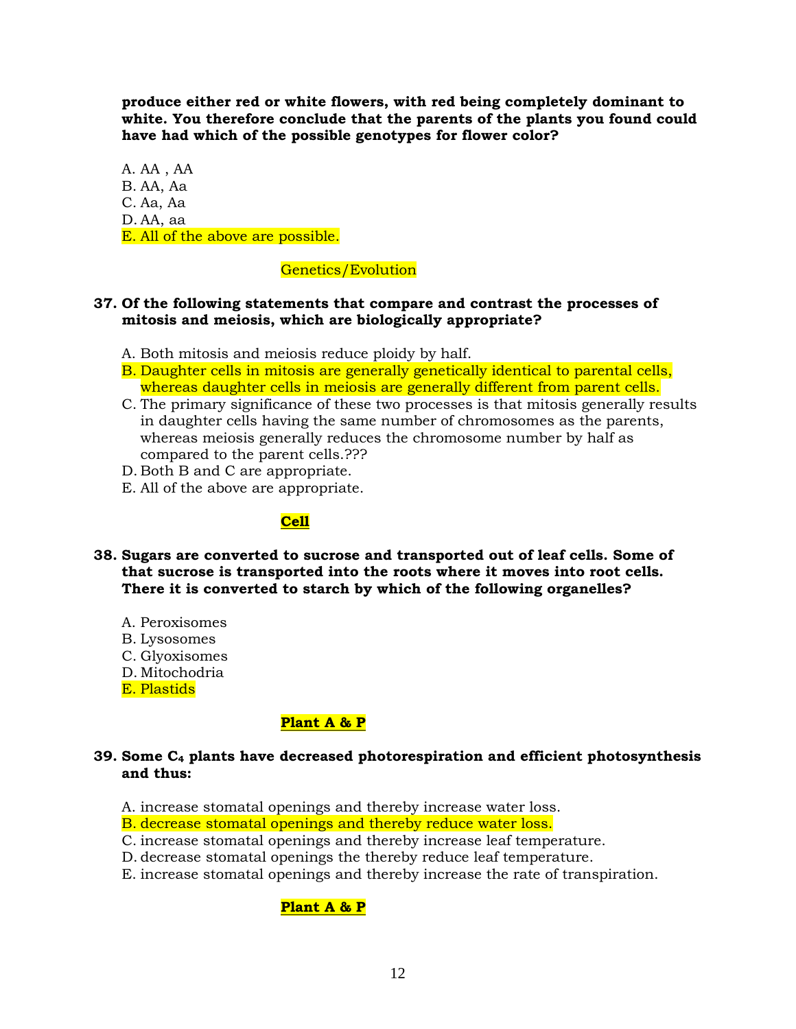**produce either red or white flowers, with red being completely dominant to white. You therefore conclude that the parents of the plants you found could have had which of the possible genotypes for flower color?**

A. AA , AA
B. AA, Aa
C. Aa, Aa
D. AA, aa
E. All of the above are possible.

Genetics/Evolution

**37. Of the following statements that compare and contrast the processes of mitosis and meiosis, which are biologically appropriate?**

A. Both mitosis and meiosis reduce ploidy by half.
B. Daughter cells in mitosis are generally genetically identical to parental cells, whereas daughter cells in meiosis are generally different from parent cells.
C. The primary significance of these two processes is that mitosis generally results in daughter cells having the same number of chromosomes as the parents, whereas meiosis generally reduces the chromosome number by half as compared to the parent cells.???
D. Both B and C are appropriate.
E. All of the above are appropriate.

**Cell**

**38. Sugars are converted to sucrose and transported out of leaf cells. Some of that sucrose is transported into the roots where it moves into root cells. There it is converted to starch by which of the following organelles?**

A. Peroxisomes
B. Lysosomes
C. Glyoxisomes
D. Mitochondria
E. Plastids

**Plant A & P**

**39. Some $C_4$ plants have decreased photorespiration and efficient photosynthesis and thus:**

A. increase stomatal openings and thereby increase water loss.
B. decrease stomatal openings and thereby reduce water loss.
C. increase stomatal openings and thereby increase leaf temperature.
D. decrease stomatal openings the thereby reduce leaf temperature.
E. increase stomatal openings and thereby increase the rate of transpiration.

**Plant A & P**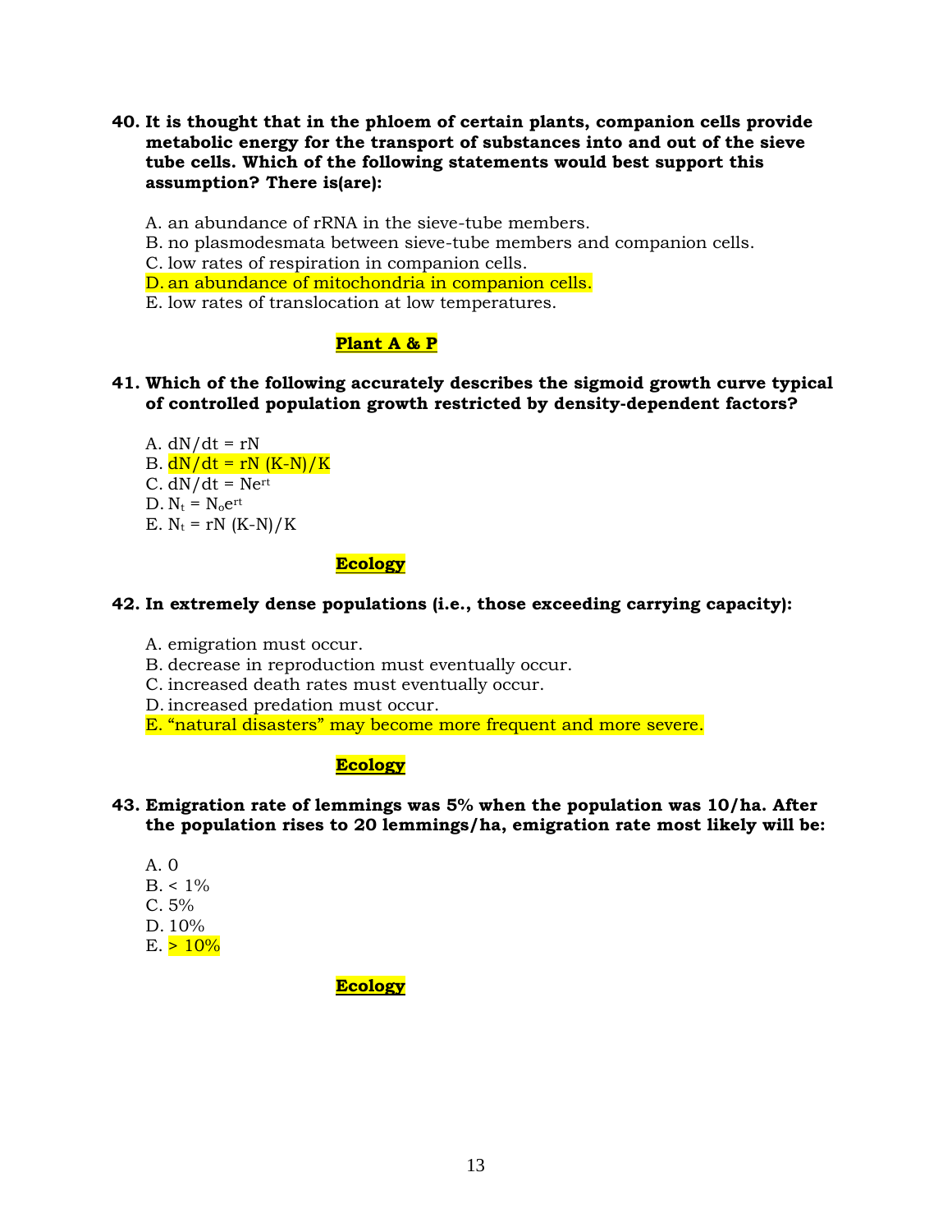**40. It is thought that in the phloem of certain plants, companion cells provide metabolic energy for the transport of substances into and out of the sieve tube cells. Which of the following statements would best support this assumption? There is(are):**

A. an abundance of rRNA in the sieve-tube members.
B. no plasmodesmata between sieve-tube members and companion cells.
C. low rates of respiration in companion cells.
D. an abundance of mitochondria in companion cells.
E. low rates of translocation at low temperatures.

**Plant A & P**

**41. Which of the following accurately describes the sigmoid growth curve typical of controlled population growth restricted by density-dependent factors?**

A. $dN/dt = rN$
B. $dN/dt = rN (K-N)/K$
C. $dN/dt = Ne^{rt}$
D. $N_t = N_o e^{rt}$
E. $N_t = rN (K-N)/K$

**Ecology**

**42. In extremely dense populations (i.e., those exceeding carrying capacity):**

A. emigration must occur.
B. decrease in reproduction must eventually occur.
C. increased death rates must eventually occur.
D. increased predation must occur.
E. "natural disasters" may become more frequent and more severe.

**Ecology**

**43. Emigration rate of lemmings was 5% when the population was 10/ha. After the population rises to 20 lemmings/ha, emigration rate most likely will be:**

A. 0
B. < 1%
C. 5%
D. 10%
E. > 10%

**Ecology**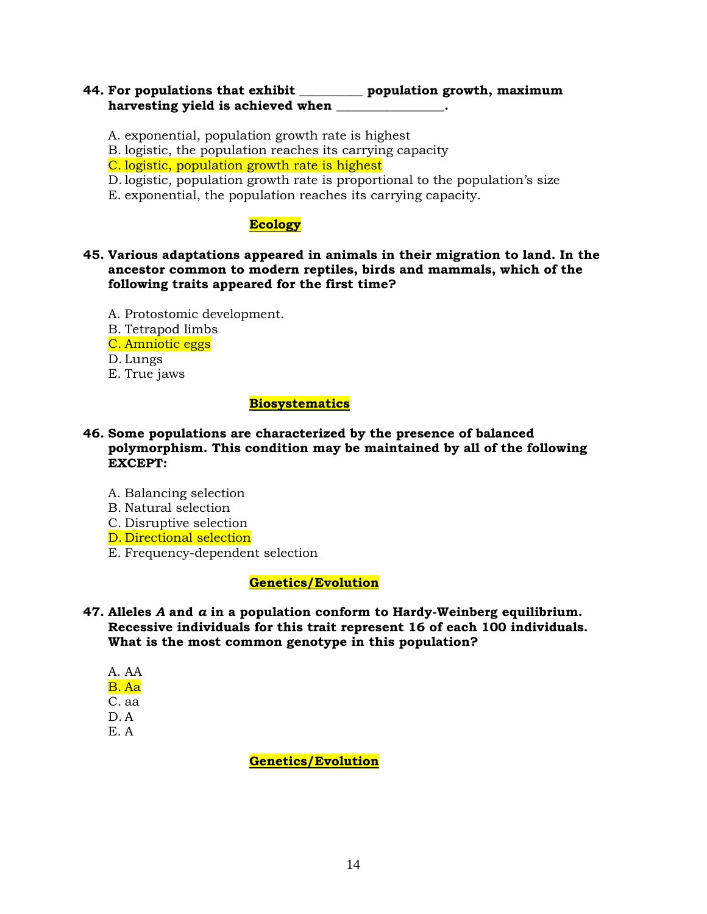**44. For populations that exhibit _________ population growth, maximum harvesting yield is achieved when ________________.**

A. exponential, population growth rate is highest
B. logistic, the population reaches its carrying capacity
C. logistic, population growth rate is highest
D. logistic, population growth rate is proportional to the population's size
E. exponential, the population reaches its carrying capacity.

**Ecology**

**45. Various adaptations appeared in animals in their migration to land. In the ancestor common to modern reptiles, birds and mammals, which of the following traits appeared for the first time?**

A. Protostomic development.
B. Tetrapod limbs
C. Amniotic eggs
D. Lungs
E. True jaws

**Biosystematics**

**46. Some populations are characterized by the presence of balanced polymorphism. This condition may be maintained by all of the following EXCEPT:**

A. Balancing selection
B. Natural selection
C. Disruptive selection
D. Directional selection
E. Frequency-dependent selection

**Genetics/Evolution**

**47. Alleles *A* and *a* in a population conform to Hardy-Weinberg equilibrium. Recessive individuals for this trait represent 16 of each 100 individuals. What is the most common genotype in this population?**

A. AA
B. Aa
C. aa
D. A
E. A

**Genetics/Evolution**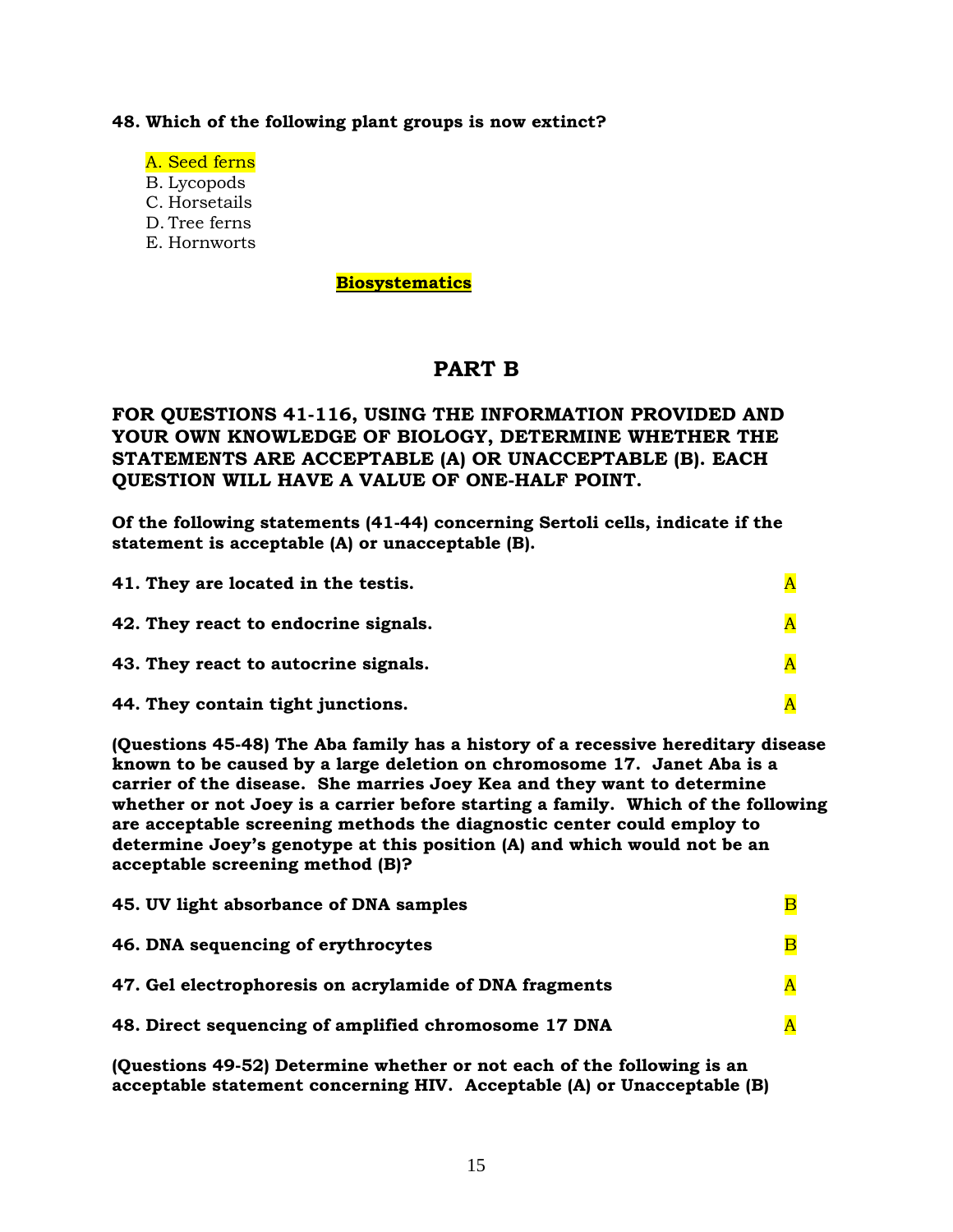**48. Which of the following plant groups is now extinct?**

A. Seed ferns
B. Lycopods
C. Horsetails
D. Tree ferns
E. Hornworts

**Biosystematics**

# PART B

**FOR QUESTIONS 41-116, USING THE INFORMATION PROVIDED AND YOUR OWN KNOWLEDGE OF BIOLOGY, DETERMINE WHETHER THE STATEMENTS ARE ACCEPTABLE (A) OR UNACCEPTABLE (B). EACH QUESTION WILL HAVE A VALUE OF ONE-HALF POINT.**

**Of the following statements (41-44) concerning Sertoli cells, indicate if the statement is acceptable (A) or unacceptable (B).**

**41. They are located in the testis.** A

**42. They react to endocrine signals.** A

**43. They react to autocrine signals.** A

**44. They contain tight junctions.** A

**(Questions 45-48) The Aba family has a history of a recessive hereditary disease known to be caused by a large deletion on chromosome 17. Janet Aba is a carrier of the disease. She marries Joey Kea and they want to determine whether or not Joey is a carrier before starting a family. Which of the following are acceptable screening methods the diagnostic center could employ to determine Joey's genotype at this position (A) and which would not be an acceptable screening method (B)?**

**45. UV light absorbance of DNA samples** B

**46. DNA sequencing of erythrocytes** B

**47. Gel electrophoresis on acrylamide of DNA fragments** A

**48. Direct sequencing of amplified chromosome 17 DNA** A

**(Questions 49-52) Determine whether or not each of the following is an acceptable statement concerning HIV. Acceptable (A) or Unacceptable (B)**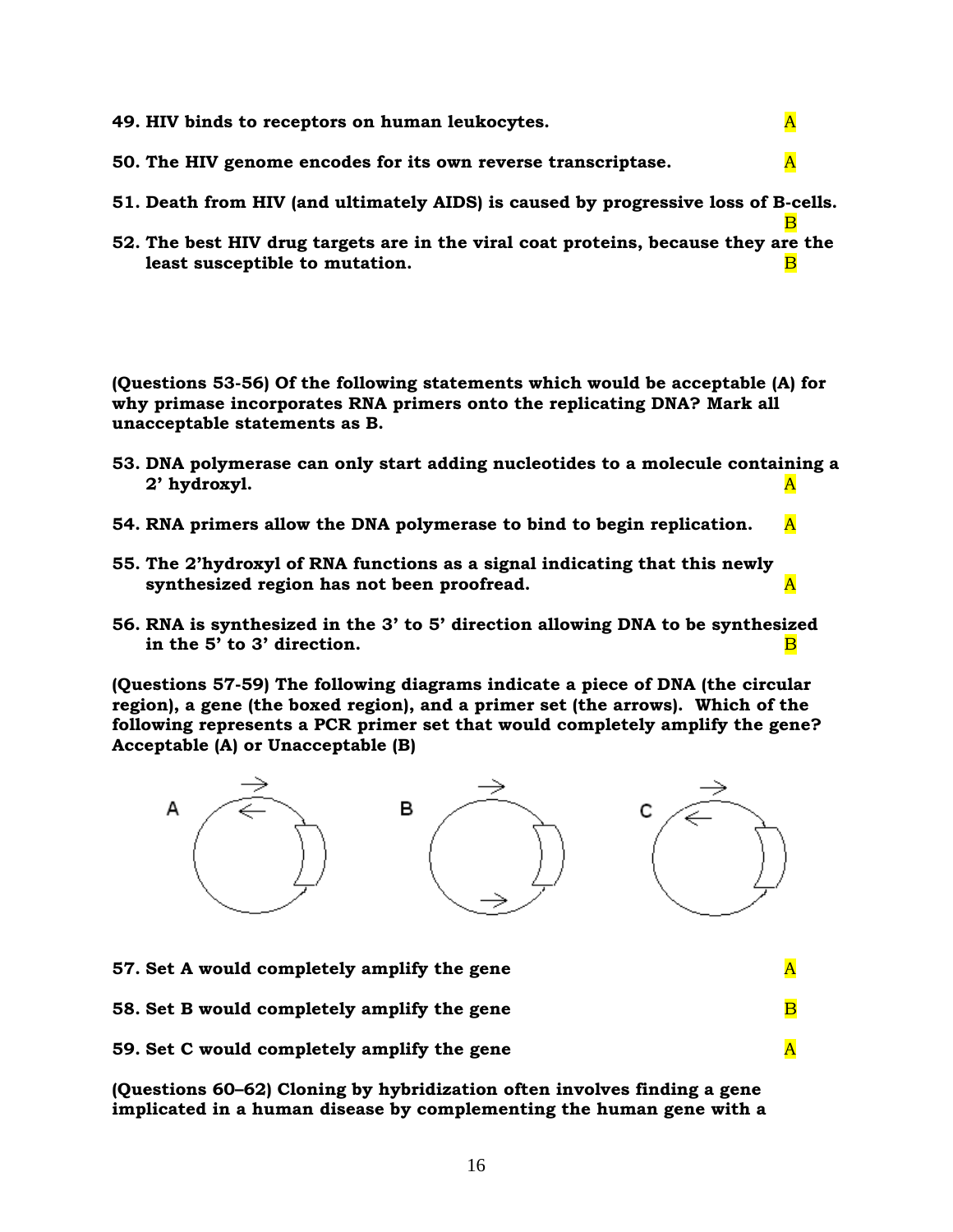**49. HIV binds to receptors on human leukocytes.** A

**50. The HIV genome encodes for its own reverse transcriptase.** A

**51. Death from HIV (and ultimately AIDS) is caused by progressive loss of B-cells.** B

**52. The best HIV drug targets are in the viral coat proteins, because they are the least susceptible to mutation.** B

**(Questions 53-56) Of the following statements which would be acceptable (A) for why primase incorporates RNA primers onto the replicating DNA? Mark all unacceptable statements as B.**

**53. DNA polymerase can only start adding nucleotides to a molecule containing a 2' hydroxyl.** A

**54. RNA primers allow the DNA polymerase to bind to begin replication.** A

**55. The 2'hydroxyl of RNA functions as a signal indicating that this newly synthesized region has not been proofread.** A

**56. RNA is synthesized in the 3' to 5' direction allowing DNA to be synthesized in the 5' to 3' direction.** B

**(Questions 57-59) The following diagrams indicate a piece of DNA (the circular region), a gene (the boxed region), and a primer set (the arrows). Which of the following represents a PCR primer set that would completely amplify the gene? Acceptable (A) or Unacceptable (B)**

A B C

**57. Set A would completely amplify the gene** A

**58. Set B would completely amplify the gene** B

**59. Set C would completely amplify the gene** A

**(Questions 60–62) Cloning by hybridization often involves finding a gene implicated in a human disease by complementing the human gene with a**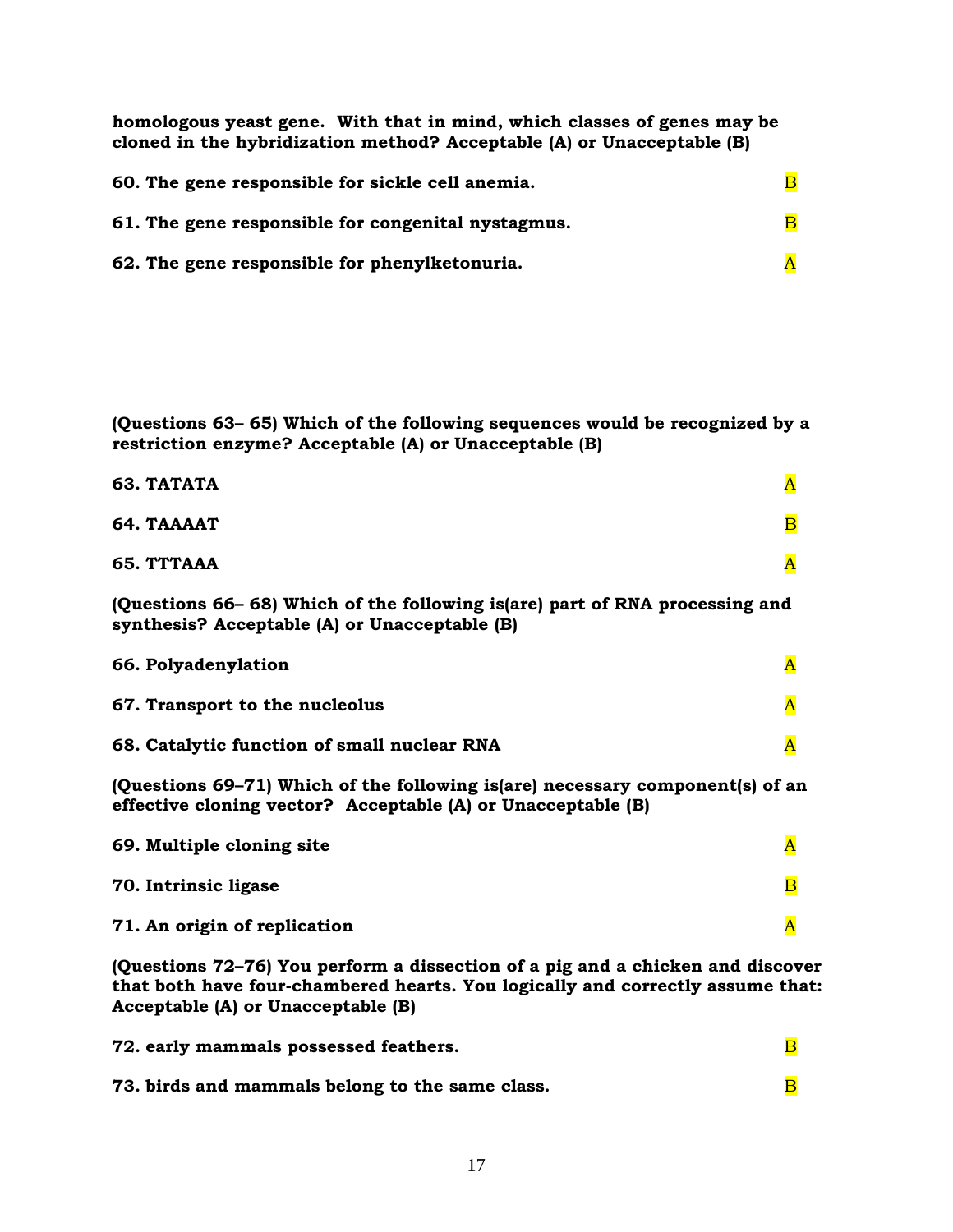**homologous yeast gene. With that in mind, which classes of genes may be cloned in the hybridization method? Acceptable (A) or Unacceptable (B)**

**60. The gene responsible for sickle cell anemia.** B

**61. The gene responsible for congenital nystagmus.** B

**62. The gene responsible for phenylketonuria.** A

**(Questions 63– 65) Which of the following sequences would be recognized by a restriction enzyme? Acceptable (A) or Unacceptable (B)**

**63. TATATA** A

**64. TAAAAT** B

**65. TTTAAA** A

**(Questions 66– 68) Which of the following is(are) part of RNA processing and synthesis? Acceptable (A) or Unacceptable (B)**

**66. Polyadenylation** A

**67. Transport to the nucleolus** A

**68. Catalytic function of small nuclear RNA** A

**(Questions 69–71) Which of the following is(are) necessary component(s) of an effective cloning vector? Acceptable (A) or Unacceptable (B)**

**69. Multiple cloning site** A

**70. Intrinsic ligase** B

**71. An origin of replication** A

**(Questions 72–76) You perform a dissection of a pig and a chicken and discover that both have four-chambered hearts. You logically and correctly assume that: Acceptable (A) or Unacceptable (B)**

**72. early mammals possessed feathers.** B

**73. birds and mammals belong to the same class.** B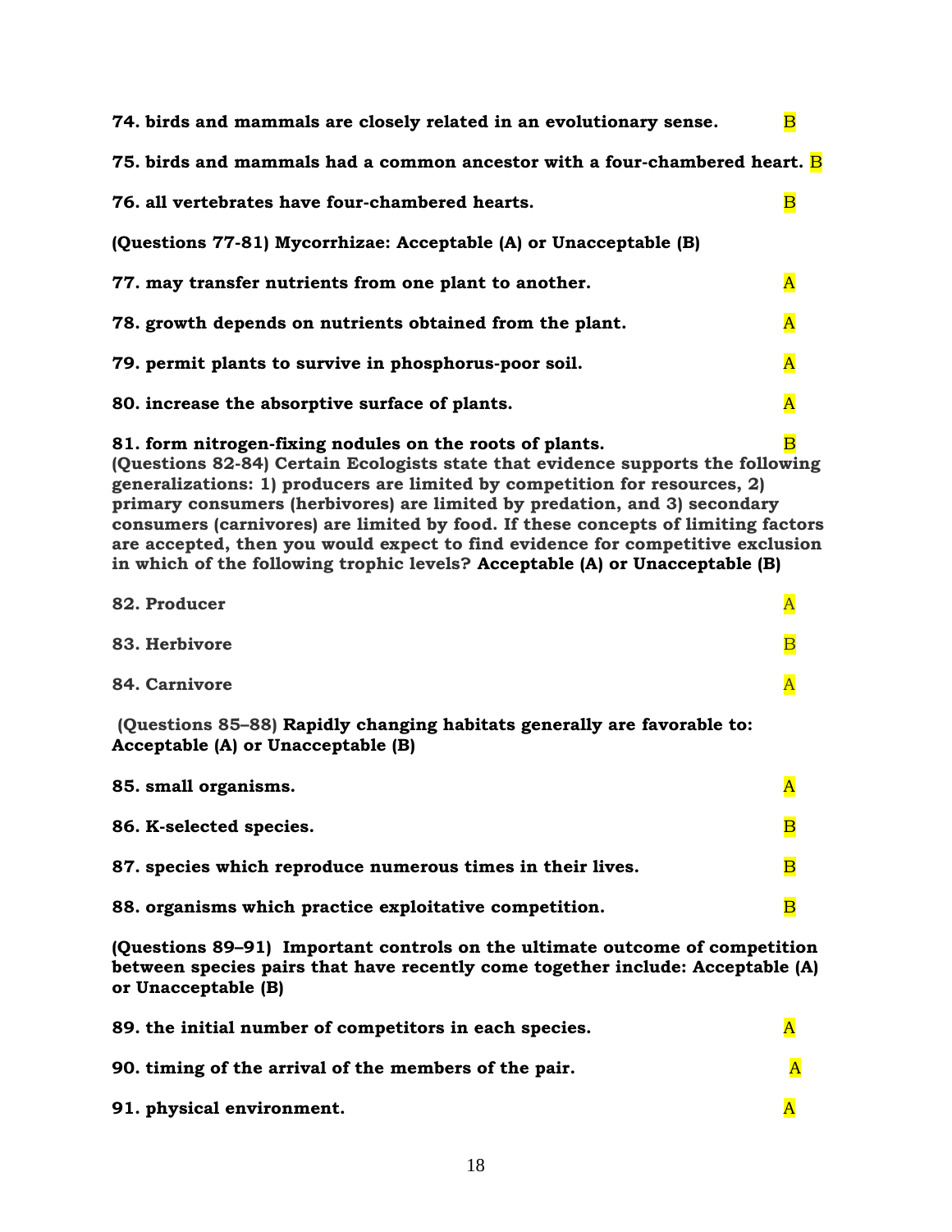**74. birds and mammals are closely related in an evolutionary sense.** B

**75. birds and mammals had a common ancestor with a four-chambered heart.** B

**76. all vertebrates have four-chambered hearts.** B

**(Questions 77-81) Mycorrhizae: Acceptable (A) or Unacceptable (B)**

**77. may transfer nutrients from one plant to another.** A

**78. growth depends on nutrients obtained from the plant.** A

**79. permit plants to survive in phosphorus-poor soil.** A

**80. increase the absorptive surface of plants.** A

**81. form nitrogen-fixing nodules on the roots of plants.** B

**(Questions 82-84) Certain Ecologists state that evidence supports the following generalizations: 1) producers are limited by competition for resources, 2) primary consumers (herbivores) are limited by predation, and 3) secondary consumers (carnivores) are limited by food. If these concepts of limiting factors are accepted, then you would expect to find evidence for competitive exclusion in which of the following trophic levels? Acceptable (A) or Unacceptable (B)**

**82. Producer** A

**83. Herbivore** B

**84. Carnivore** A

**(Questions 85–88) Rapidly changing habitats generally are favorable to: Acceptable (A) or Unacceptable (B)**

**85. small organisms.** A

**86. K-selected species.** B

**87. species which reproduce numerous times in their lives.** B

**88. organisms which practice exploitative competition.** B

**(Questions 89–91) Important controls on the ultimate outcome of competition between species pairs that have recently come together include: Acceptable (A) or Unacceptable (B)**

**89. the initial number of competitors in each species.** A

**90. timing of the arrival of the members of the pair.** A

**91. physical environment.** A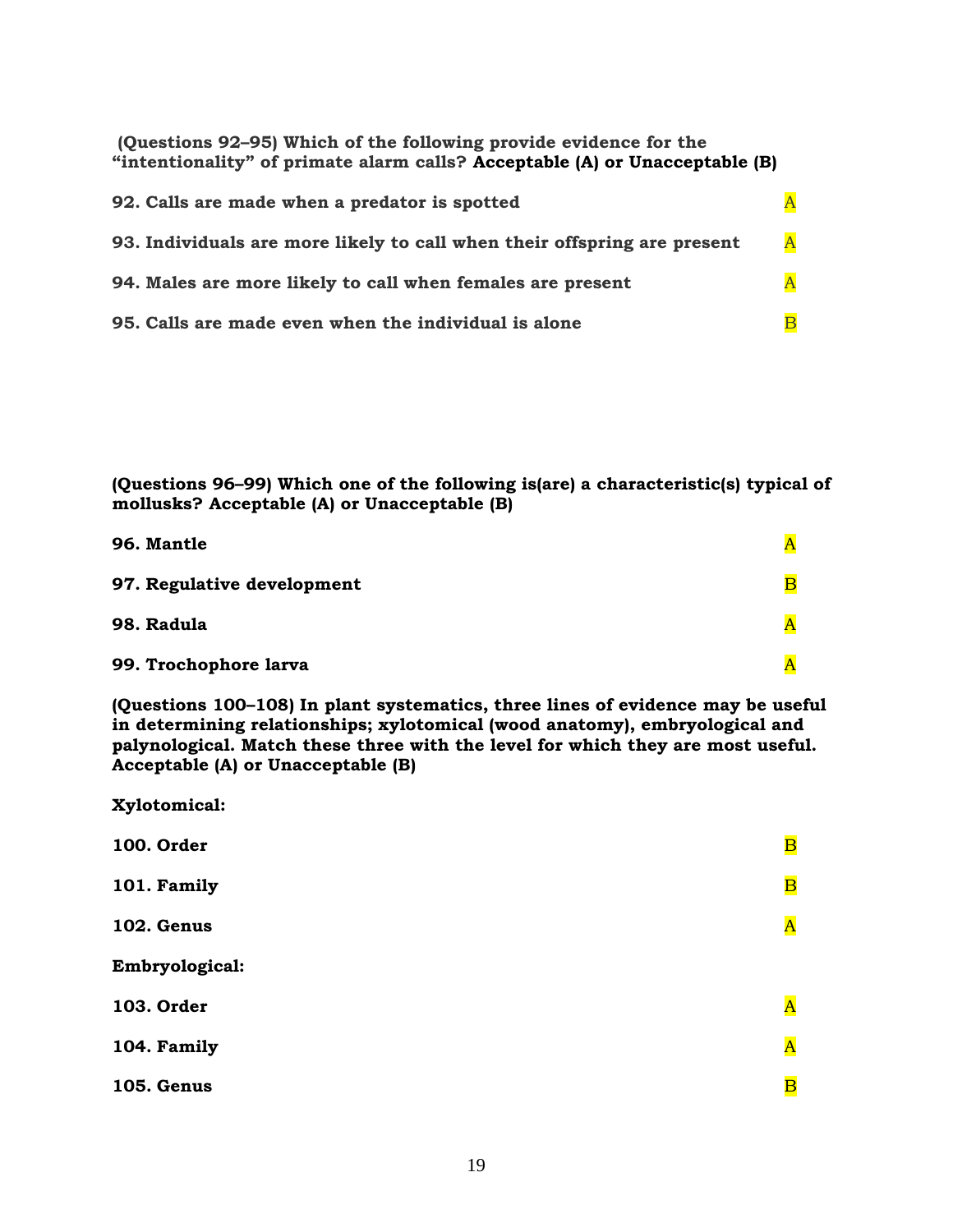**(Questions 92–95) Which of the following provide evidence for the "intentionality" of primate alarm calls? Acceptable (A) or Unacceptable (B)**

**92. Calls are made when a predator is spotted** A

**93. Individuals are more likely to call when their offspring are present** A

**94. Males are more likely to call when females are present** A

**95. Calls are made even when the individual is alone** B

**(Questions 96–99) Which one of the following is(are) a characteristic(s) typical of mollusks? Acceptable (A) or Unacceptable (B)**

**96. Mantle** A

**97. Regulative development** B

**98. Radula** A

**99. Trochophore larva** A

**(Questions 100–108) In plant systematics, three lines of evidence may be useful in determining relationships; xylotomical (wood anatomy), embryological and palynological. Match these three with the level for which they are most useful. Acceptable (A) or Unacceptable (B)**

**Xylotomical:**

**100. Order** B

**101. Family** B

**102. Genus** A

**Embryological:**

**103. Order** A

**104. Family** A

**105. Genus** B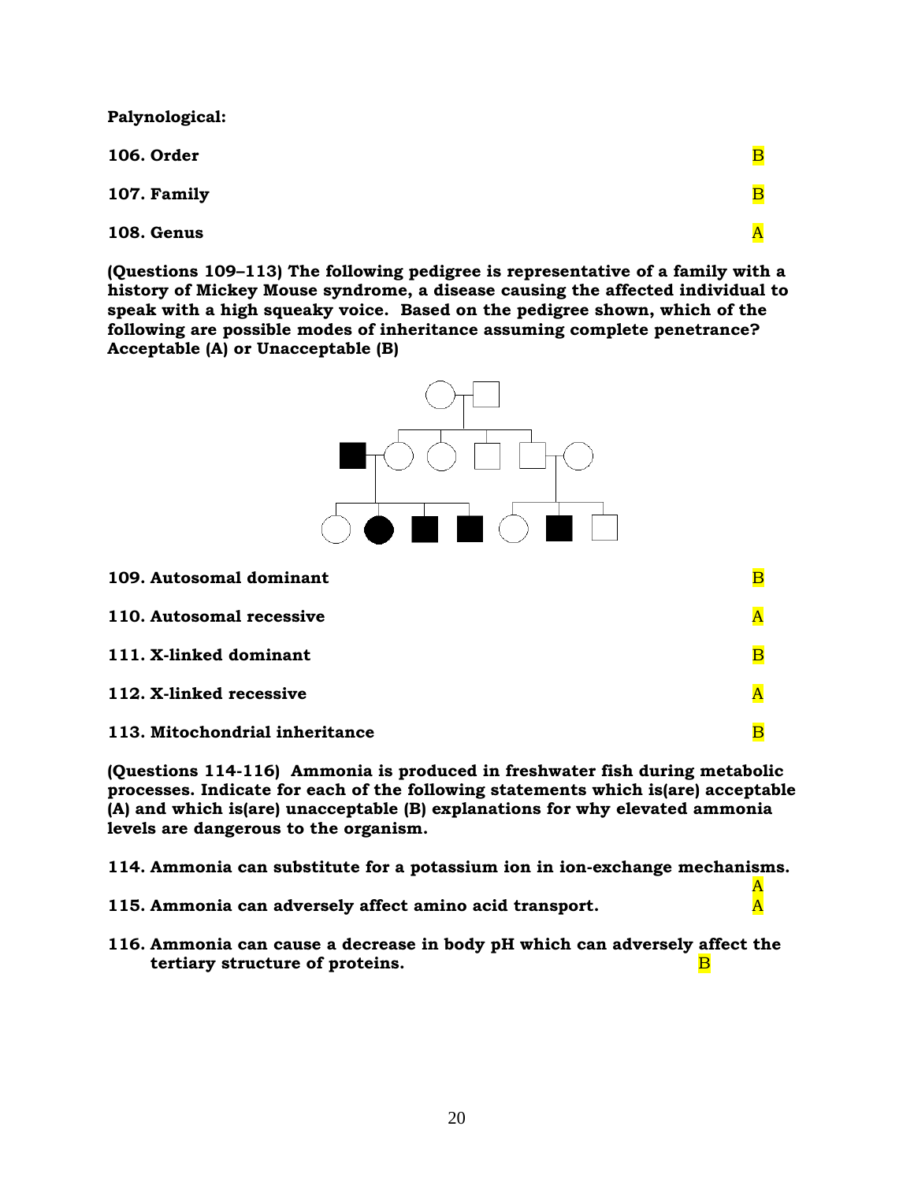**Palynological:**

**106. Order** B

**107. Family** B

**108. Genus** A

**(Questions 109–113) The following pedigree is representative of a family with a history of Mickey Mouse syndrome, a disease causing the affected individual to speak with a high squeaky voice. Based on the pedigree shown, which of the following are possible modes of inheritance assuming complete penetrance? Acceptable (A) or Unacceptable (B)**

**109. Autosomal dominant** B

**110. Autosomal recessive** A

**111. X-linked dominant** B

**112. X-linked recessive** A

**113. Mitochondrial inheritance** B

**(Questions 114-116) Ammonia is produced in freshwater fish during metabolic processes. Indicate for each of the following statements which is(are) acceptable (A) and which is(are) unacceptable (B) explanations for why elevated ammonia levels are dangerous to the organism.**

**114. Ammonia can substitute for a potassium ion in ion-exchange mechanisms.** A

**115. Ammonia can adversely affect amino acid transport.** A

**116. Ammonia can cause a decrease in body pH which can adversely affect the tertiary structure of proteins.** B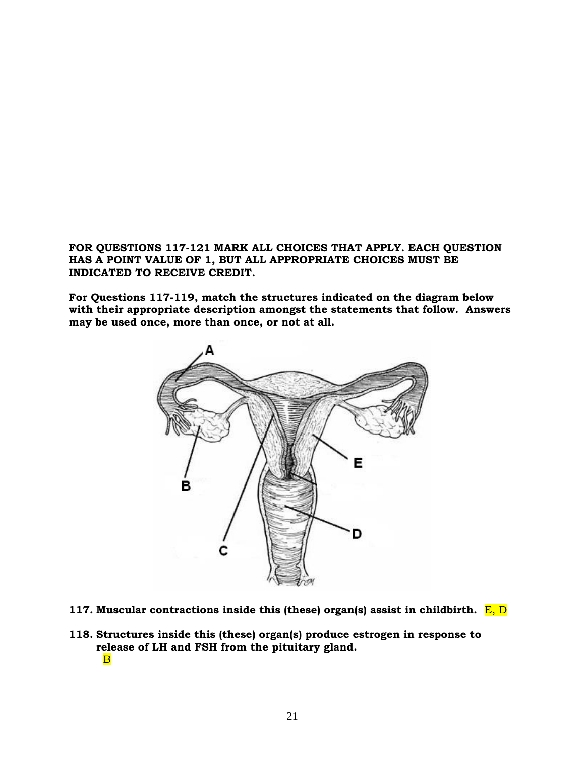**FOR QUESTIONS 117-121 MARK ALL CHOICES THAT APPLY. EACH QUESTION HAS A POINT VALUE OF 1, BUT ALL APPROPRIATE CHOICES MUST BE INDICATED TO RECEIVE CREDIT.**

**For Questions 117-119, match the structures indicated on the diagram below with their appropriate description amongst the statements that follow. Answers may be used once, more than once, or not at all.**

**117. Muscular contractions inside this (these) organ(s) assist in childbirth.** E, D

**118. Structures inside this (these) organ(s) produce estrogen in response to release of LH and FSH from the pituitary gland.**
B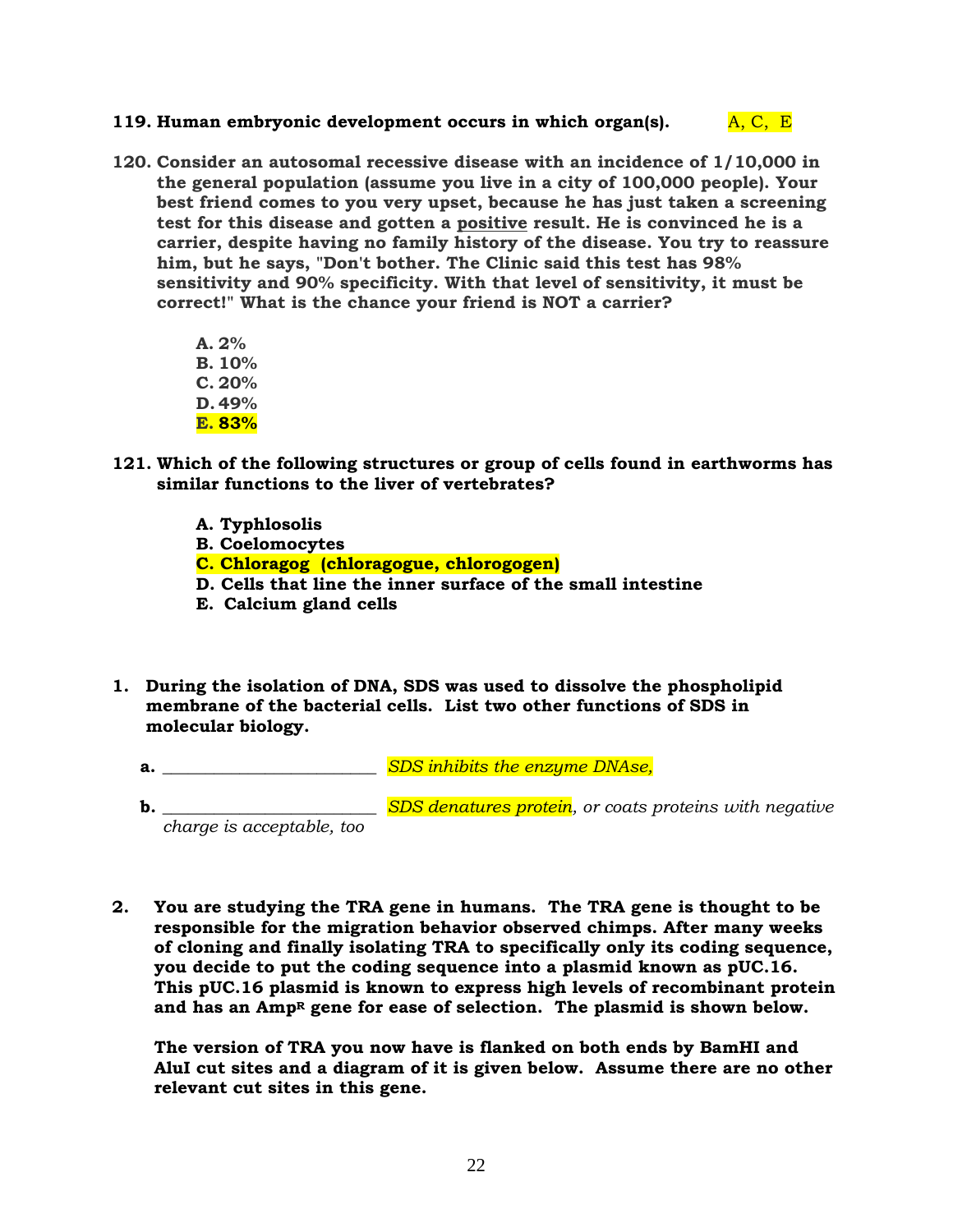**119. Human embryonic development occurs in which organ(s).** A, C, E

**120. Consider an autosomal recessive disease with an incidence of 1/10,000 in the general population (assume you live in a city of 100,000 people). Your best friend comes to you very upset, because he has just taken a screening test for this disease and gotten a positive result. He is convinced he is a carrier, despite having no family history of the disease. You try to reassure him, but he says, "Don't bother. The Clinic said this test has 98% sensitivity and 90% specificity. With that level of sensitivity, it must be correct!" What is the chance your friend is NOT a carrier?**

- **A. 2%**
- **B. 10%**
- **C. 20%**
- **D. 49%**
- **E. 83%**

**121. Which of the following structures or group of cells found in earthworms has similar functions to the liver of vertebrates?**

- **A. Typhlosolis**
- **B. Coelomocytes**
- **C. Chloragog (chloragogue, chlorogogen)**
- **D. Cells that line the inner surface of the small intestine**
- **E. Calcium gland cells**

**1. During the isolation of DNA, SDS was used to dissolve the phospholipid membrane of the bacterial cells. List two other functions of SDS in molecular biology.**

**a.** ________________________ *SDS inhibits the enzyme DNAse,*

**b.** ________________________ *SDS denatures protein, or coats proteins with negative charge is acceptable, too*

**2. You are studying the TRA gene in humans. The TRA gene is thought to be responsible for the migration behavior observed chimps. After many weeks of cloning and finally isolating TRA to specifically only its coding sequence, you decide to put the coding sequence into a plasmid known as pUC.16. This pUC.16 plasmid is known to express high levels of recombinant protein and has an Amp[R] gene for ease of selection. The plasmid is shown below.**

**The version of TRA you now have is flanked on both ends by BamHI and AluI cut sites and a diagram of it is given below. Assume there are no other relevant cut sites in this gene.**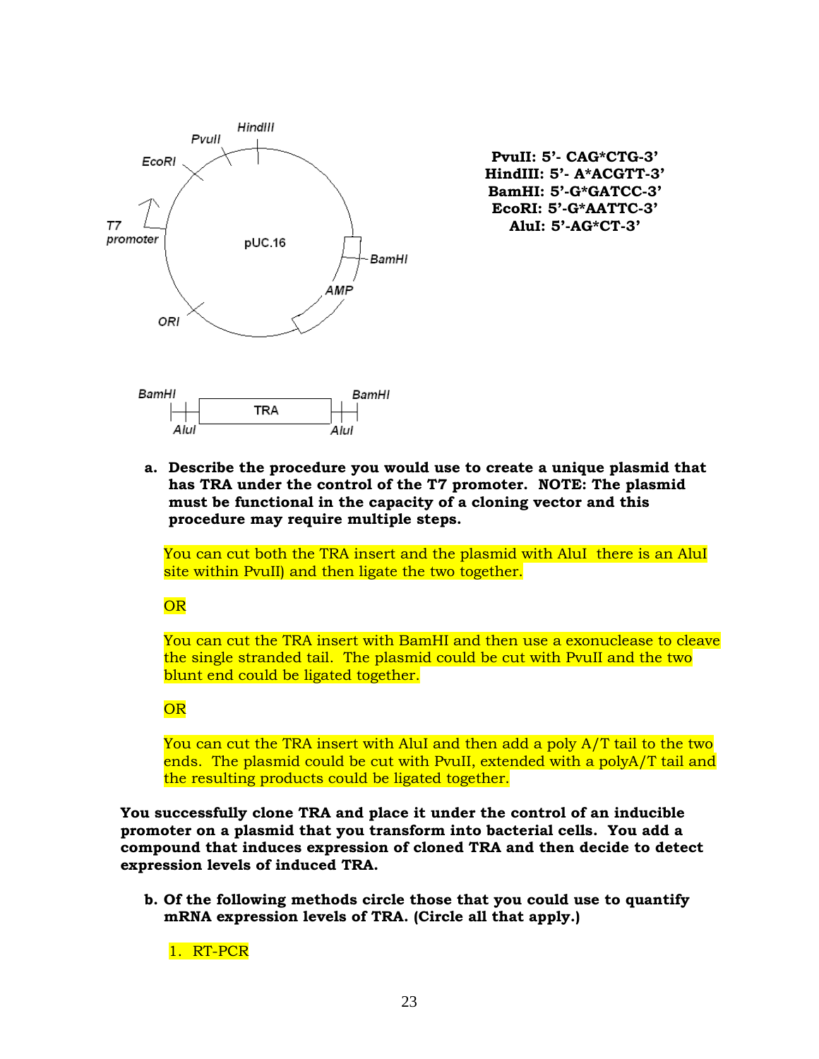PvuII: 5'- CAG*CTG-3'
HindIII: 5'- A*ACGTT-3'
BamHI: 5'-G*GATCC-3'
EcoRI: 5'-G*AATTC-3'
AluI: 5'-AG*CT-3'

a. **Describe the procedure you would use to create a unique plasmid that has TRA under the control of the T7 promoter. NOTE: The plasmid must be functional in the capacity of a cloning vector and this procedure may require multiple steps.**

You can cut both the TRA insert and the plasmid with AluI there is an AluI site within PvuII) and then ligate the two together.

OR

You can cut the TRA insert with BamHI and then use a exonuclease to cleave the single stranded tail. The plasmid could be cut with PvuII and the two blunt end could be ligated together.

OR

You can cut the TRA insert with AluI and then add a poly A/T tail to the two ends. The plasmid could be cut with PvuII, extended with a polyA/T tail and the resulting products could be ligated together.

**You successfully clone TRA and place it under the control of an inducible promoter on a plasmid that you transform into bacterial cells. You add a compound that induces expression of cloned TRA and then decide to detect expression levels of induced TRA.**

b. **Of the following methods circle those that you could use to quantify mRNA expression levels of TRA. (Circle all that apply.)**

1. RT-PCR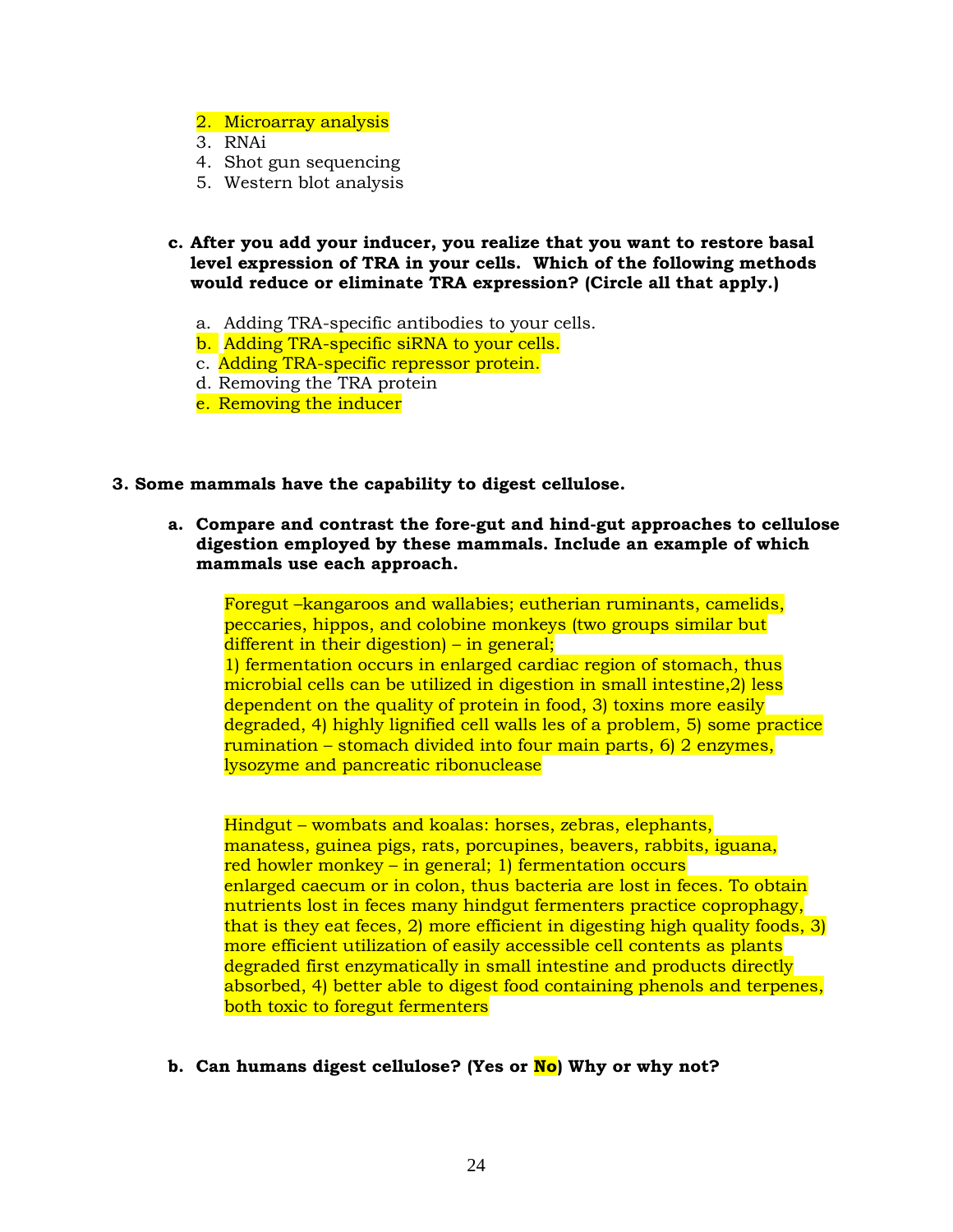2. Microarray analysis
3. RNAi
4. Shot gun sequencing
5. Western blot analysis

**c. After you add your inducer, you realize that you want to restore basal level expression of TRA in your cells. Which of the following methods would reduce or eliminate TRA expression? (Circle all that apply.)**

a. Adding TRA-specific antibodies to your cells.
b. Adding TRA-specific siRNA to your cells.
c. Adding TRA-specific repressor protein.
d. Removing the TRA protein
e. Removing the inducer

**3. Some mammals have the capability to digest cellulose.**

**a. Compare and contrast the fore-gut and hind-gut approaches to cellulose digestion employed by these mammals. Include an example of which mammals use each approach.**

Foregut –kangaroos and wallabies; eutherian ruminants, camelids, peccaries, hippos, and colobine monkeys (two groups similar but different in their digestion) – in general;
1) fermentation occurs in enlarged cardiac region of stomach, thus microbial cells can be utilized in digestion in small intestine,2) less dependent on the quality of protein in food, 3) toxins more easily degraded, 4) highly lignified cell walls les of a problem, 5) some practice rumination – stomach divided into four main parts, 6) 2 enzymes, lysozyme and pancreatic ribonuclease

Hindgut – wombats and koalas: horses, zebras, elephants, manatess, guinea pigs, rats, porcupines, beavers, rabbits, iguana, red howler monkey – in general; 1) fermentation occurs enlarged caecum or in colon, thus bacteria are lost in feces. To obtain nutrients lost in feces many hindgut fermenters practice coprophagy, that is they eat feces, 2) more efficient in digesting high quality foods, 3) more efficient utilization of easily accessible cell contents as plants degraded first enzymatically in small intestine and products directly absorbed, 4) better able to digest food containing phenols and terpenes, both toxic to foregut fermenters

**b. Can humans digest cellulose? (Yes or No) Why or why not?**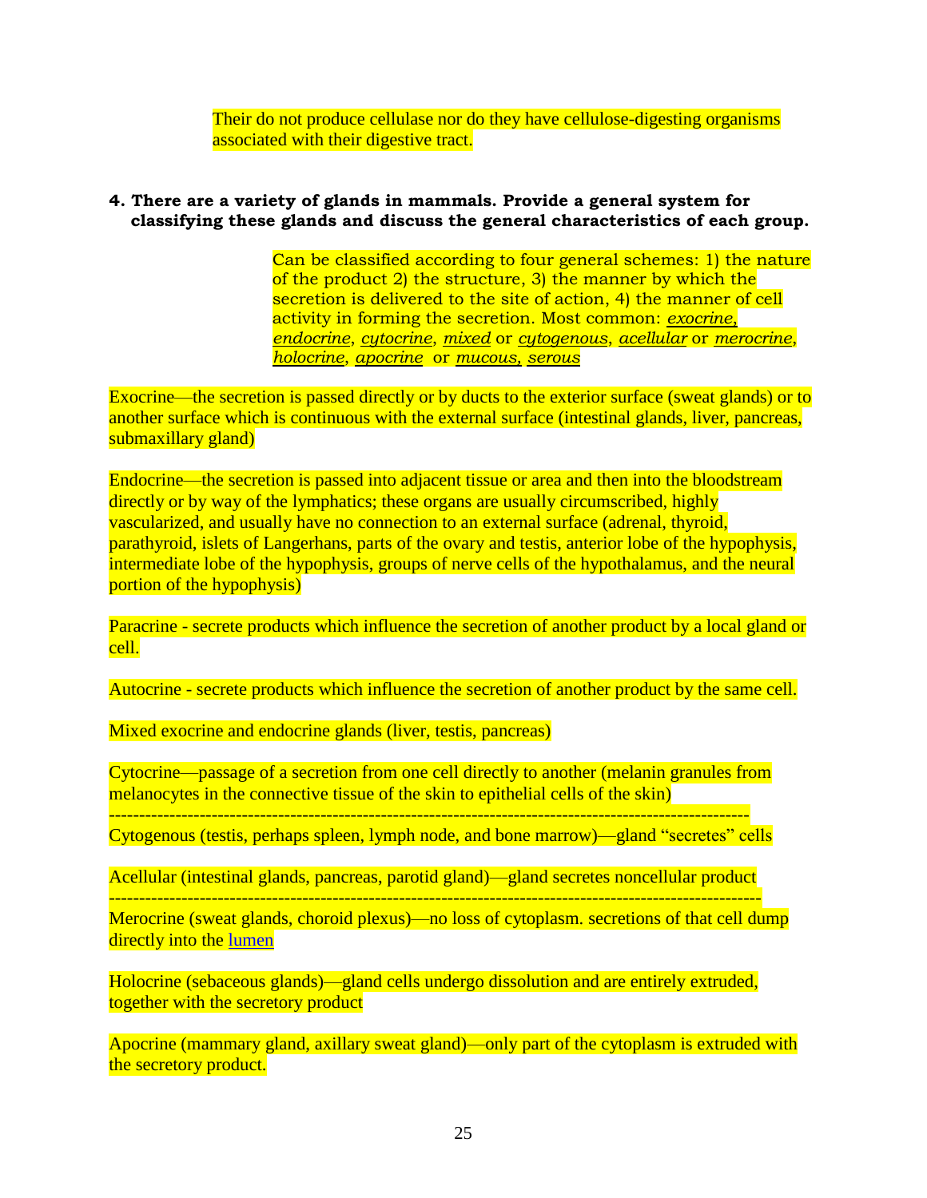Their do not produce cellulase nor do they have cellulose-digesting organisms associated with their digestive tract.

**4. There are a variety of glands in mammals. Provide a general system for classifying these glands and discuss the general characteristics of each group.**

Can be classified according to four general schemes: 1) the nature of the product 2) the structure, 3) the manner by which the secretion is delivered to the site of action, 4) the manner of cell activity in forming the secretion. Most common: *exocrine*, *endocrine*, *cytocrine*, *mixed* or *cytogenous*, *acellular* or *merocrine*, *holocrine*, *apocrine* or *mucous*, *serous*

Exocrine—the secretion is passed directly or by ducts to the exterior surface (sweat glands) or to another surface which is continuous with the external surface (intestinal glands, liver, pancreas, submaxillary gland)

Endocrine—the secretion is passed into adjacent tissue or area and then into the bloodstream directly or by way of the lymphatics; these organs are usually circumscribed, highly vascularized, and usually have no connection to an external surface (adrenal, thyroid, parathyroid, islets of Langerhans, parts of the ovary and testis, anterior lobe of the hypophysis, intermediate lobe of the hypophysis, groups of nerve cells of the hypothalamus, and the neural portion of the hypophysis)

Paracrine - secrete products which influence the secretion of another product by a local gland or cell.

Autocrine - secrete products which influence the secretion of another product by the same cell.

Mixed exocrine and endocrine glands (liver, testis, pancreas)

Cytocrine—passage of a secretion from one cell directly to another (melanin granules from melanocytes in the connective tissue of the skin to epithelial cells of the skin)

---

Cytogenous (testis, perhaps spleen, lymph node, and bone marrow)—gland "secretes" cells

Acellular (intestinal glands, pancreas, parotid gland)—gland secretes noncellular product

---

Merocrine (sweat glands, choroid plexus)—no loss of cytoplasm. secretions of that cell dump directly into the lumen

Holocrine (sebaceous glands)—gland cells undergo dissolution and are entirely extruded, together with the secretory product

Apocrine (mammary gland, axillary sweat gland)—only part of the cytoplasm is extruded with the secretory product.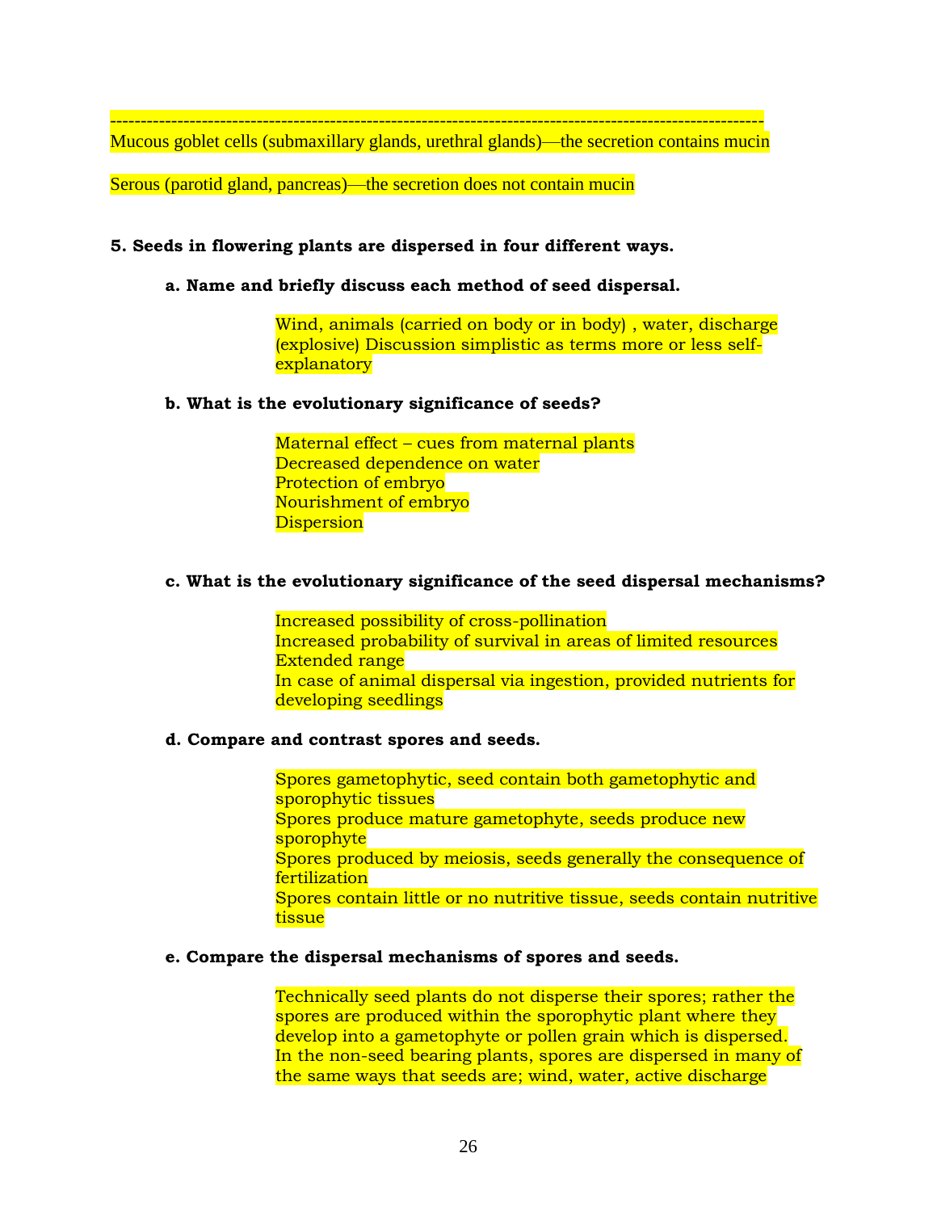---

Mucous goblet cells (submaxillary glands, urethral glands)—the secretion contains mucin

Serous (parotid gland, pancreas)—the secretion does not contain mucin

**5. Seeds in flowering plants are dispersed in four different ways.**

**a. Name and briefly discuss each method of seed dispersal.**

Wind, animals (carried on body or in body) , water, discharge (explosive) Discussion simplistic as terms more or less self-explanatory

**b. What is the evolutionary significance of seeds?**

Maternal effect – cues from maternal plants
Decreased dependence on water
Protection of embryo
Nourishment of embryo
Dispersion

**c. What is the evolutionary significance of the seed dispersal mechanisms?**

Increased possibility of cross-pollination
Increased probability of survival in areas of limited resources
Extended range
In case of animal dispersal via ingestion, provided nutrients for developing seedlings

**d. Compare and contrast spores and seeds.**

Spores gametophytic, seed contain both gametophytic and sporophytic tissues
Spores produce mature gametophyte, seeds produce new sporophyte
Spores produced by meiosis, seeds generally the consequence of fertilization
Spores contain little or no nutritive tissue, seeds contain nutritive tissue

**e. Compare the dispersal mechanisms of spores and seeds.**

Technically seed plants do not disperse their spores; rather the spores are produced within the sporophytic plant where they develop into a gametophyte or pollen grain which is dispersed. In the non-seed bearing plants, spores are dispersed in many of the same ways that seeds are; wind, water, active discharge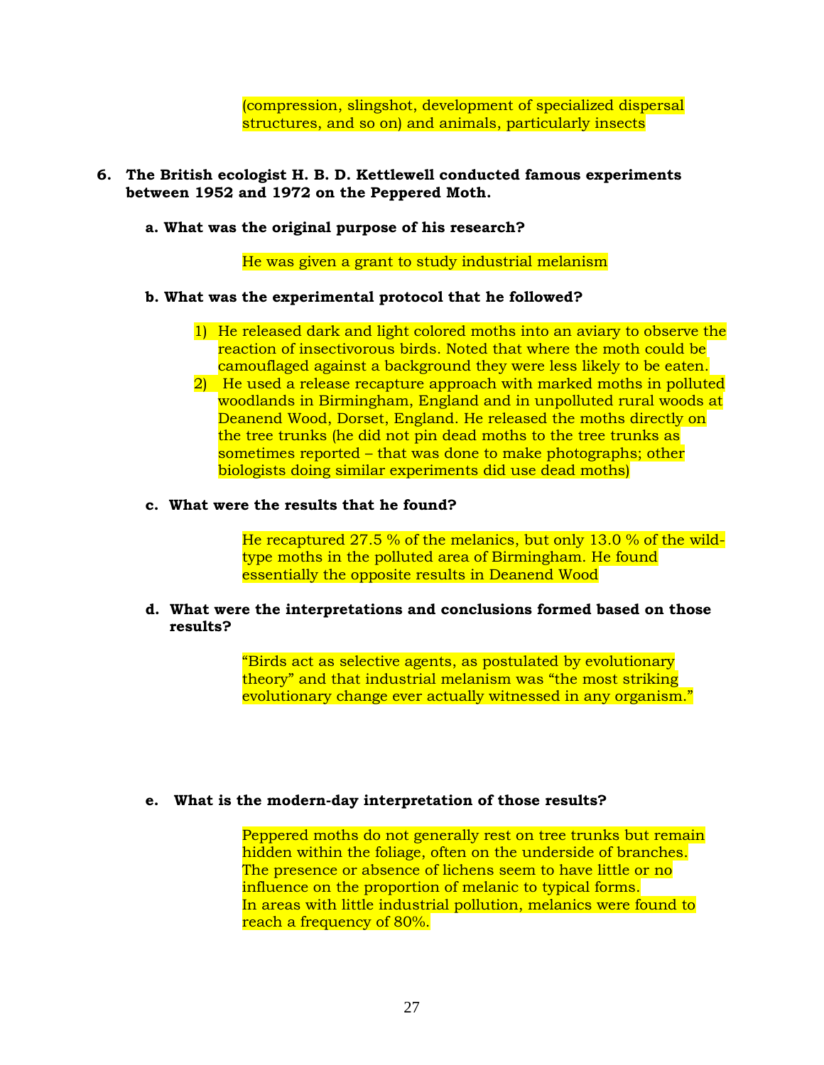(compression, slingshot, development of specialized dispersal structures, and so on) and animals, particularly insects

**6. The British ecologist H. B. D. Kettlewell conducted famous experiments between 1952 and 1972 on the Peppered Moth.**

**a. What was the original purpose of his research?**

He was given a grant to study industrial melanism

**b. What was the experimental protocol that he followed?**

1) He released dark and light colored moths into an aviary to observe the reaction of insectivorous birds. Noted that where the moth could be camouflaged against a background they were less likely to be eaten.
2) He used a release recapture approach with marked moths in polluted woodlands in Birmingham, England and in unpolluted rural woods at Deanend Wood, Dorset, England. He released the moths directly on the tree trunks (he did not pin dead moths to the tree trunks as sometimes reported – that was done to make photographs; other biologists doing similar experiments did use dead moths)

**c. What were the results that he found?**

He recaptured 27.5 % of the melanics, but only 13.0 % of the wild-type moths in the polluted area of Birmingham. He found essentially the opposite results in Deanend Wood

**d. What were the interpretations and conclusions formed based on those results?**

"Birds act as selective agents, as postulated by evolutionary theory" and that industrial melanism was "the most striking evolutionary change ever actually witnessed in any organism."

**e. What is the modern-day interpretation of those results?**

Peppered moths do not generally rest on tree trunks but remain hidden within the foliage, often on the underside of branches. The presence or absence of lichens seem to have little or no influence on the proportion of melanic to typical forms.
In areas with little industrial pollution, melanics were found to reach a frequency of 80%.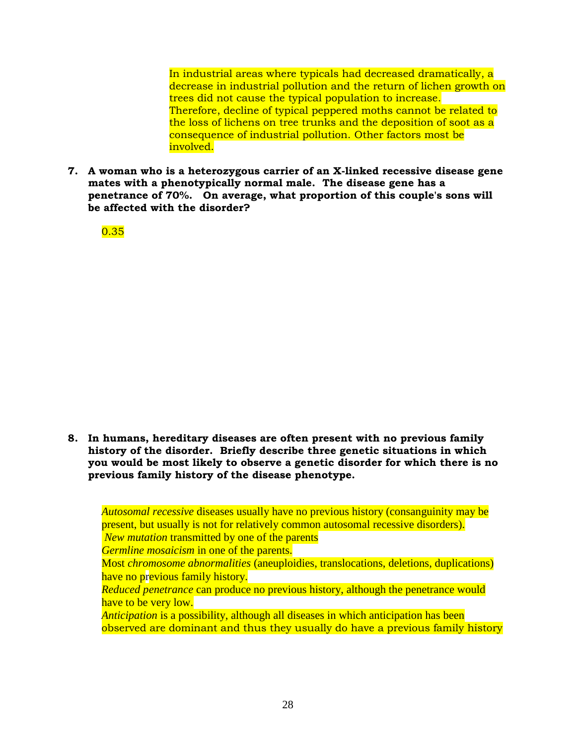In industrial areas where typicals had decreased dramatically, a decrease in industrial pollution and the return of lichen growth on trees did not cause the typical population to increase. Therefore, decline of typical peppered moths cannot be related to the loss of lichens on tree trunks and the deposition of soot as a consequence of industrial pollution. Other factors most be involved.

**7. A woman who is a heterozygous carrier of an X-linked recessive disease gene mates with a phenotypically normal male. The disease gene has a penetrance of 70%. On average, what proportion of this couple's sons will be affected with the disorder?**

0.35

**8. In humans, hereditary diseases are often present with no previous family history of the disorder. Briefly describe three genetic situations in which you would be most likely to observe a genetic disorder for which there is no previous family history of the disease phenotype.**

*Autosomal recessive* diseases usually have no previous history (consanguinity may be present, but usually is not for relatively common autosomal recessive disorders).
*New mutation* transmitted by one of the parents
*Germline mosaicism* in one of the parents.
Most *chromosome abnormalities* (aneuploidies, translocations, deletions, duplications) have no previous family history.
*Reduced penetrance* can produce no previous history, although the penetrance would have to be very low.
*Anticipation* is a possibility, although all diseases in which anticipation has been observed are dominant and thus they usually do have a previous family history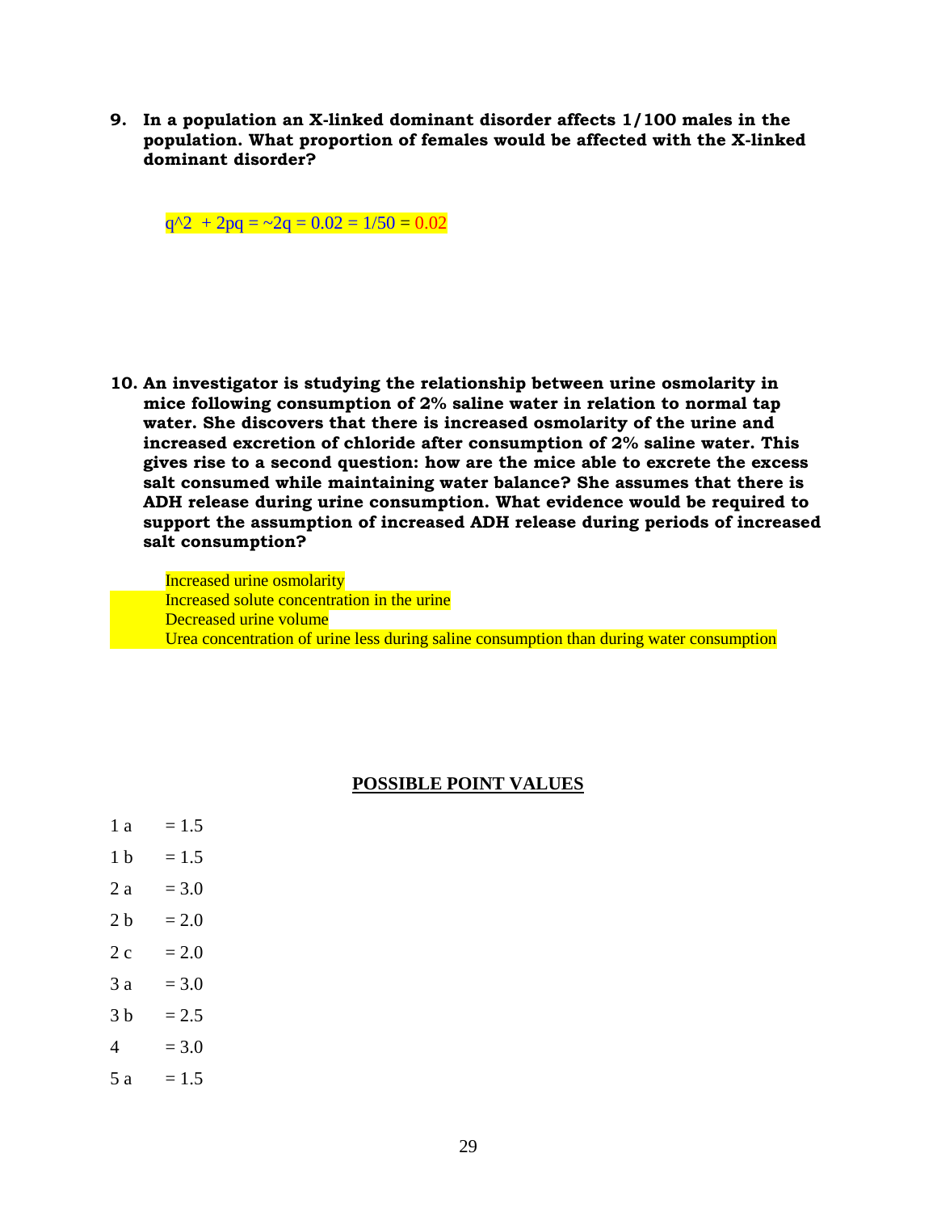**9. In a population an X-linked dominant disorder affects 1/100 males in the population. What proportion of females would be affected with the X-linked dominant disorder?**

$q^2 + 2pq = \sim 2q = 0.02 = 1/50 = 0.02$

**10. An investigator is studying the relationship between urine osmolarity in mice following consumption of 2% saline water in relation to normal tap water. She discovers that there is increased osmolarity of the urine and increased excretion of chloride after consumption of 2% saline water. This gives rise to a second question: how are the mice able to excrete the excess salt consumed while maintaining water balance? She assumes that there is ADH release during urine consumption. What evidence would be required to support the assumption of increased ADH release during periods of increased salt consumption?**

Increased urine osmolarity
Increased solute concentration in the urine
Decreased urine volume
Urea concentration of urine less during saline consumption than during water consumption

## POSSIBLE POINT VALUES

1 a = 1.5

1 b = 1.5

2 a = 3.0

2 b = 2.0

2 c = 2.0

3 a = 3.0

3 b = 2.5

4 = 3.0

5 a = 1.5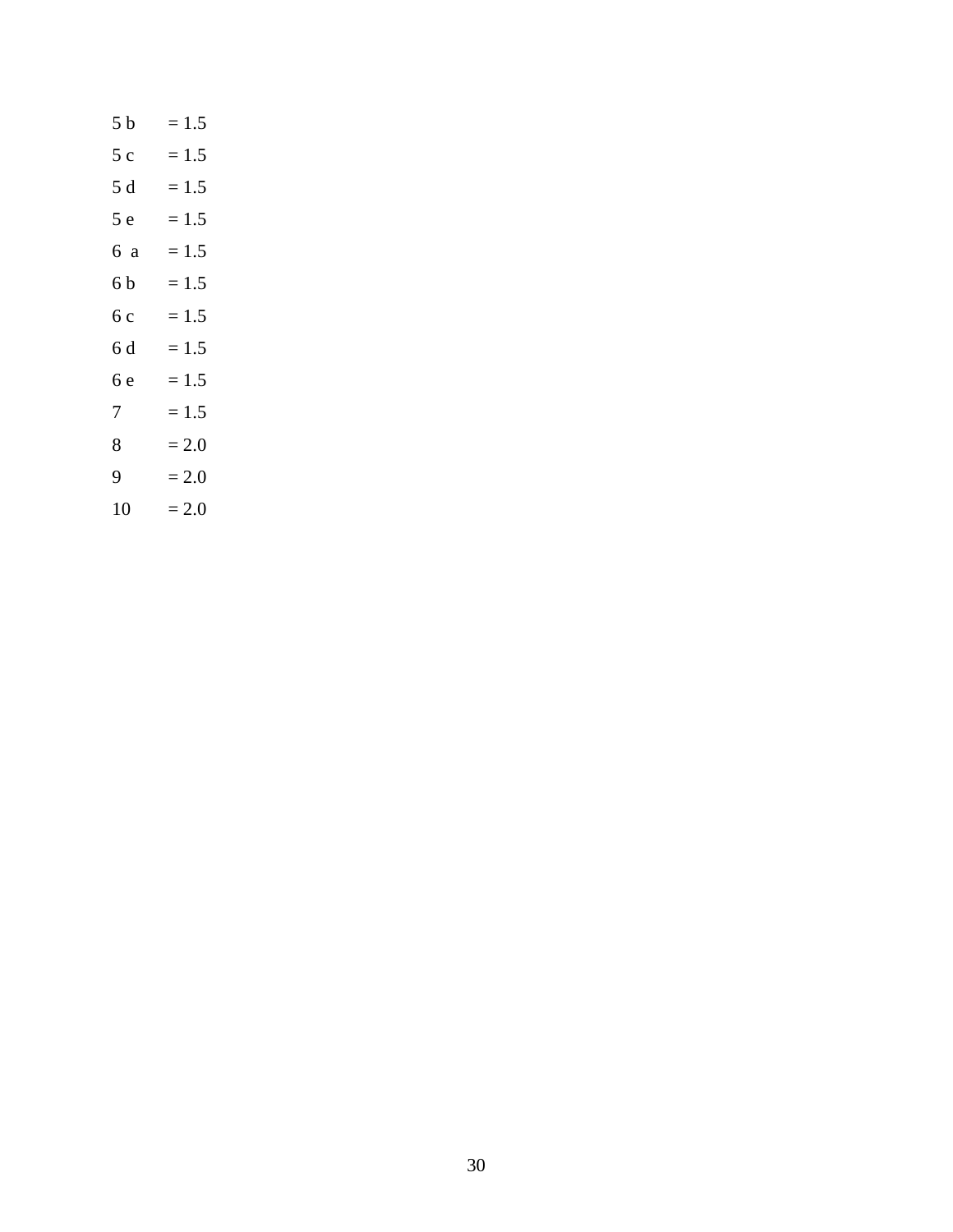5 b = 1.5

5 c = 1.5

5 d = 1.5

5 e = 1.5

6 a = 1.5

6 b = 1.5

6 c = 1.5

6 d = 1.5

6 e = 1.5

7 = 1.5

8 = 2.0

9 = 2.0

10 = 2.0